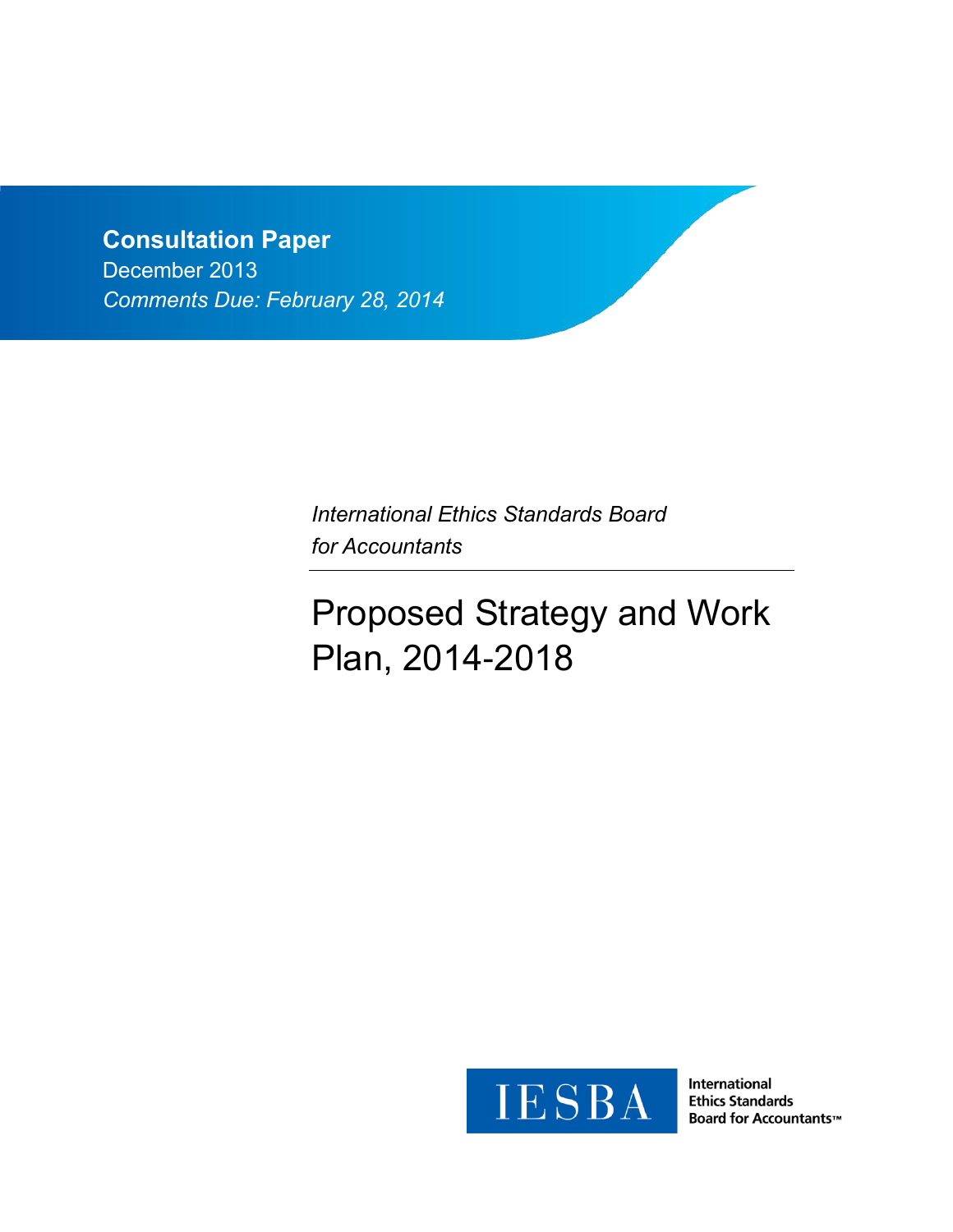**Consultation Paper**

December 2013

*Comments Due: February 28, 2014*

*International Ethics Standards Board for Accountants*

# Proposed Strategy and Work Plan, 2014-2018

IESBA

International Ethics Standards Board for Accountants™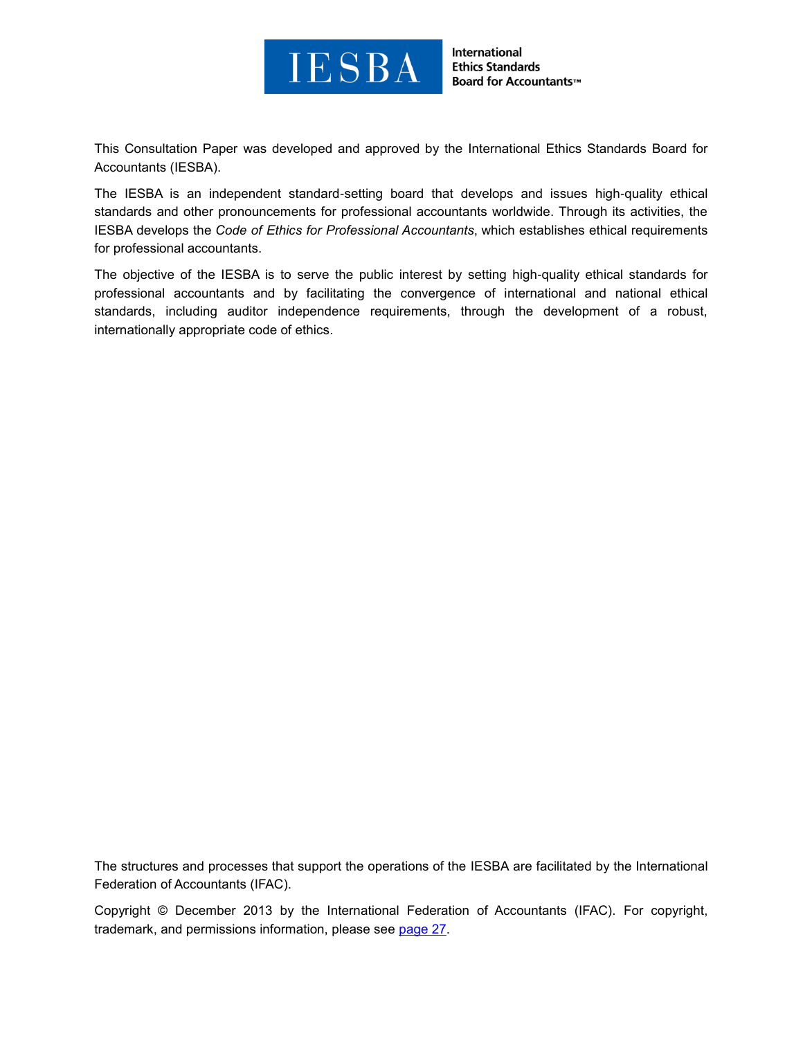This Consultation Paper was developed and approved by the International Ethics Standards Board for Accountants (IESBA).

The IESBA is an independent standard-setting board that develops and issues high-quality ethical standards and other pronouncements for professional accountants worldwide. Through its activities, the IESBA develops the *Code of Ethics for Professional Accountants*, which establishes ethical requirements for professional accountants.

The objective of the IESBA is to serve the public interest by setting high-quality ethical standards for professional accountants and by facilitating the convergence of international and national ethical standards, including auditor independence requirements, through the development of a robust, internationally appropriate code of ethics.

The structures and processes that support the operations of the IESBA are facilitated by the International Federation of Accountants (IFAC).

Copyright © December 2013 by the International Federation of Accountants (IFAC). For copyright, trademark, and permissions information, please see page 27.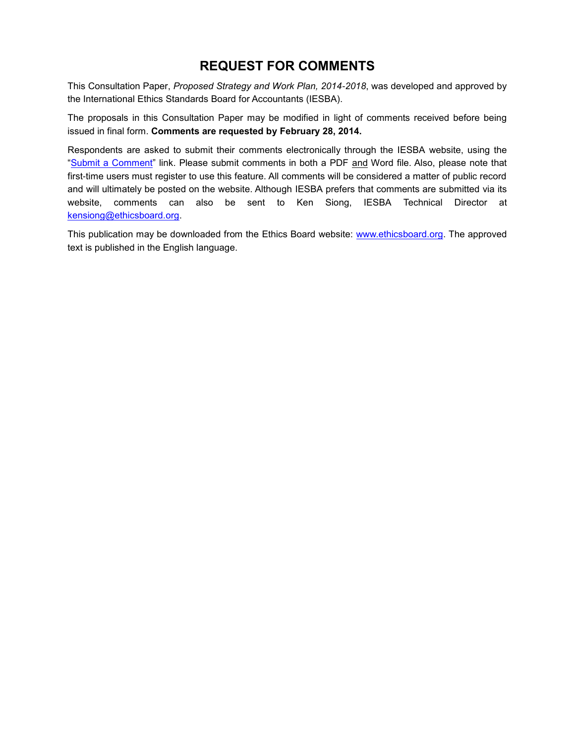# REQUEST FOR COMMENTS

This Consultation Paper, *Proposed Strategy and Work Plan, 2014-2018*, was developed and approved by the International Ethics Standards Board for Accountants (IESBA).

The proposals in this Consultation Paper may be modified in light of comments received before being issued in final form. **Comments are requested by February 28, 2014.**

Respondents are asked to submit their comments electronically through the IESBA website, using the "Submit a Comment" link. Please submit comments in both a PDF and Word file. Also, please note that first-time users must register to use this feature. All comments will be considered a matter of public record and will ultimately be posted on the website. Although IESBA prefers that comments are submitted via its website, comments can also be sent to Ken Siong, IESBA Technical Director at kensiong@ethicsboard.org.

This publication may be downloaded from the Ethics Board website: www.ethicsboard.org. The approved text is published in the English language.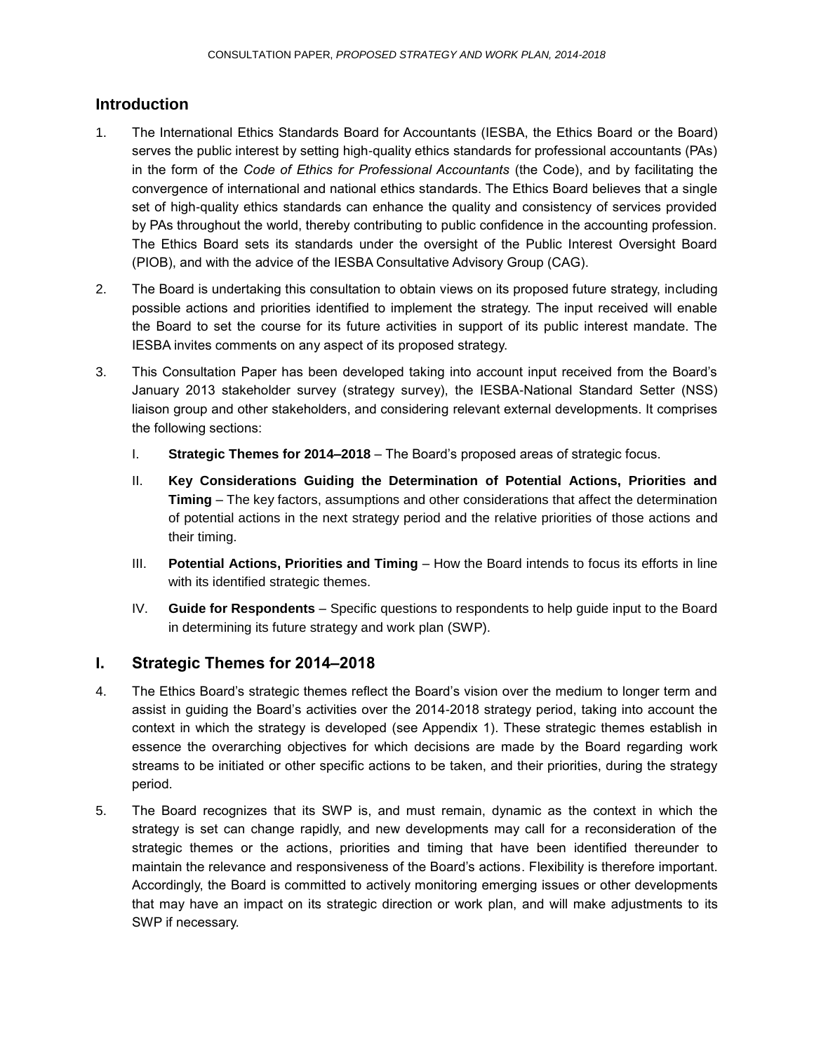## Introduction

1. The International Ethics Standards Board for Accountants (IESBA, the Ethics Board or the Board) serves the public interest by setting high-quality ethics standards for professional accountants (PAs) in the form of the *Code of Ethics for Professional Accountants* (the Code), and by facilitating the convergence of international and national ethics standards. The Ethics Board believes that a single set of high-quality ethics standards can enhance the quality and consistency of services provided by PAs throughout the world, thereby contributing to public confidence in the accounting profession. The Ethics Board sets its standards under the oversight of the Public Interest Oversight Board (PIOB), and with the advice of the IESBA Consultative Advisory Group (CAG).

2. The Board is undertaking this consultation to obtain views on its proposed future strategy, including possible actions and priorities identified to implement the strategy. The input received will enable the Board to set the course for its future activities in support of its public interest mandate. The IESBA invites comments on any aspect of its proposed strategy.

3. This Consultation Paper has been developed taking into account input received from the Board's January 2013 stakeholder survey (strategy survey), the IESBA-National Standard Setter (NSS) liaison group and other stakeholders, and considering relevant external developments. It comprises the following sections:

   I. **Strategic Themes for 2014–2018** – The Board's proposed areas of strategic focus.

   II. **Key Considerations Guiding the Determination of Potential Actions, Priorities and Timing** – The key factors, assumptions and other considerations that affect the determination of potential actions in the next strategy period and the relative priorities of those actions and their timing.

   III. **Potential Actions, Priorities and Timing** – How the Board intends to focus its efforts in line with its identified strategic themes.

   IV. **Guide for Respondents** – Specific questions to respondents to help guide input to the Board in determining its future strategy and work plan (SWP).

## I. Strategic Themes for 2014–2018

4. The Ethics Board's strategic themes reflect the Board's vision over the medium to longer term and assist in guiding the Board's activities over the 2014-2018 strategy period, taking into account the context in which the strategy is developed (see Appendix 1). These strategic themes establish in essence the overarching objectives for which decisions are made by the Board regarding work streams to be initiated or other specific actions to be taken, and their priorities, during the strategy period.

5. The Board recognizes that its SWP is, and must remain, dynamic as the context in which the strategy is set can change rapidly, and new developments may call for a reconsideration of the strategic themes or the actions, priorities and timing that have been identified thereunder to maintain the relevance and responsiveness of the Board's actions. Flexibility is therefore important. Accordingly, the Board is committed to actively monitoring emerging issues or other developments that may have an impact on its strategic direction or work plan, and will make adjustments to its SWP if necessary.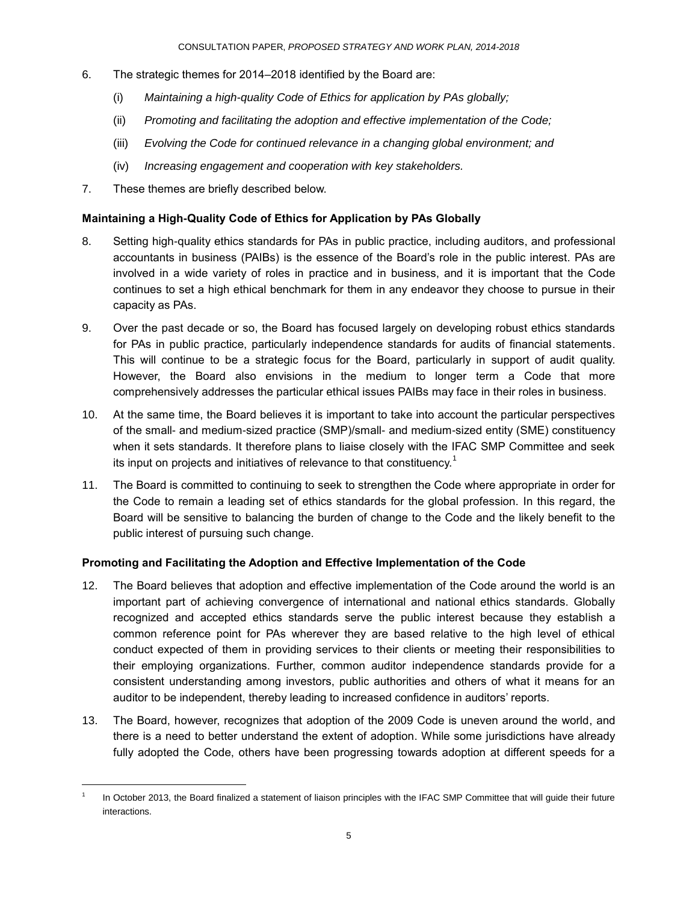6. The strategic themes for 2014–2018 identified by the Board are:

   (i) *Maintaining a high-quality Code of Ethics for application by PAs globally;*

   (ii) *Promoting and facilitating the adoption and effective implementation of the Code;*

   (iii) *Evolving the Code for continued relevance in a changing global environment; and*

   (iv) *Increasing engagement and cooperation with key stakeholders.*

7. These themes are briefly described below.

### Maintaining a High-Quality Code of Ethics for Application by PAs Globally

8. Setting high-quality ethics standards for PAs in public practice, including auditors, and professional accountants in business (PAIBs) is the essence of the Board's role in the public interest. PAs are involved in a wide variety of roles in practice and in business, and it is important that the Code continues to set a high ethical benchmark for them in any endeavor they choose to pursue in their capacity as PAs.

9. Over the past decade or so, the Board has focused largely on developing robust ethics standards for PAs in public practice, particularly independence standards for audits of financial statements. This will continue to be a strategic focus for the Board, particularly in support of audit quality. However, the Board also envisions in the medium to longer term a Code that more comprehensively addresses the particular ethical issues PAIBs may face in their roles in business.

10. At the same time, the Board believes it is important to take into account the particular perspectives of the small- and medium-sized practice (SMP)/small- and medium-sized entity (SME) constituency when it sets standards. It therefore plans to liaise closely with the IFAC SMP Committee and seek its input on projects and initiatives of relevance to that constituency.[1]

11. The Board is committed to continuing to seek to strengthen the Code where appropriate in order for the Code to remain a leading set of ethics standards for the global profession. In this regard, the Board will be sensitive to balancing the burden of change to the Code and the likely benefit to the public interest of pursuing such change.

### Promoting and Facilitating the Adoption and Effective Implementation of the Code

12. The Board believes that adoption and effective implementation of the Code around the world is an important part of achieving convergence of international and national ethics standards. Globally recognized and accepted ethics standards serve the public interest because they establish a common reference point for PAs wherever they are based relative to the high level of ethical conduct expected of them in providing services to their clients or meeting their responsibilities to their employing organizations. Further, common auditor independence standards provide for a consistent understanding among investors, public authorities and others of what it means for an auditor to be independent, thereby leading to increased confidence in auditors' reports.

13. The Board, however, recognizes that adoption of the 2009 Code is uneven around the world, and there is a need to better understand the extent of adoption. While some jurisdictions have already fully adopted the Code, others have been progressing towards adoption at different speeds for a

---

[1] In October 2013, the Board finalized a statement of liaison principles with the IFAC SMP Committee that will guide their future interactions.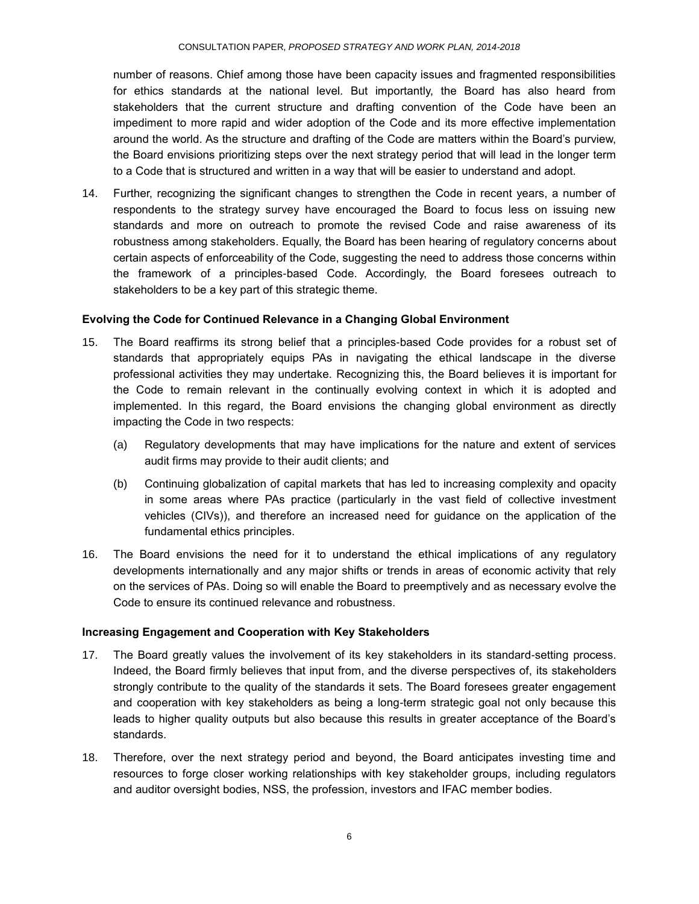number of reasons. Chief among those have been capacity issues and fragmented responsibilities for ethics standards at the national level. But importantly, the Board has also heard from stakeholders that the current structure and drafting convention of the Code have been an impediment to more rapid and wider adoption of the Code and its more effective implementation around the world. As the structure and drafting of the Code are matters within the Board's purview, the Board envisions prioritizing steps over the next strategy period that will lead in the longer term to a Code that is structured and written in a way that will be easier to understand and adopt.

14. Further, recognizing the significant changes to strengthen the Code in recent years, a number of respondents to the strategy survey have encouraged the Board to focus less on issuing new standards and more on outreach to promote the revised Code and raise awareness of its robustness among stakeholders. Equally, the Board has been hearing of regulatory concerns about certain aspects of enforceability of the Code, suggesting the need to address those concerns within the framework of a principles-based Code. Accordingly, the Board foresees outreach to stakeholders to be a key part of this strategic theme.

**Evolving the Code for Continued Relevance in a Changing Global Environment**

15. The Board reaffirms its strong belief that a principles-based Code provides for a robust set of standards that appropriately equips PAs in navigating the ethical landscape in the diverse professional activities they may undertake. Recognizing this, the Board believes it is important for the Code to remain relevant in the continually evolving context in which it is adopted and implemented. In this regard, the Board envisions the changing global environment as directly impacting the Code in two respects:

    (a) Regulatory developments that may have implications for the nature and extent of services audit firms may provide to their audit clients; and

    (b) Continuing globalization of capital markets that has led to increasing complexity and opacity in some areas where PAs practice (particularly in the vast field of collective investment vehicles (CIVs)), and therefore an increased need for guidance on the application of the fundamental ethics principles.

16. The Board envisions the need for it to understand the ethical implications of any regulatory developments internationally and any major shifts or trends in areas of economic activity that rely on the services of PAs. Doing so will enable the Board to preemptively and as necessary evolve the Code to ensure its continued relevance and robustness.

**Increasing Engagement and Cooperation with Key Stakeholders**

17. The Board greatly values the involvement of its key stakeholders in its standard-setting process. Indeed, the Board firmly believes that input from, and the diverse perspectives of, its stakeholders strongly contribute to the quality of the standards it sets. The Board foresees greater engagement and cooperation with key stakeholders as being a long-term strategic goal not only because this leads to higher quality outputs but also because this results in greater acceptance of the Board's standards.

18. Therefore, over the next strategy period and beyond, the Board anticipates investing time and resources to forge closer working relationships with key stakeholder groups, including regulators and auditor oversight bodies, NSS, the profession, investors and IFAC member bodies.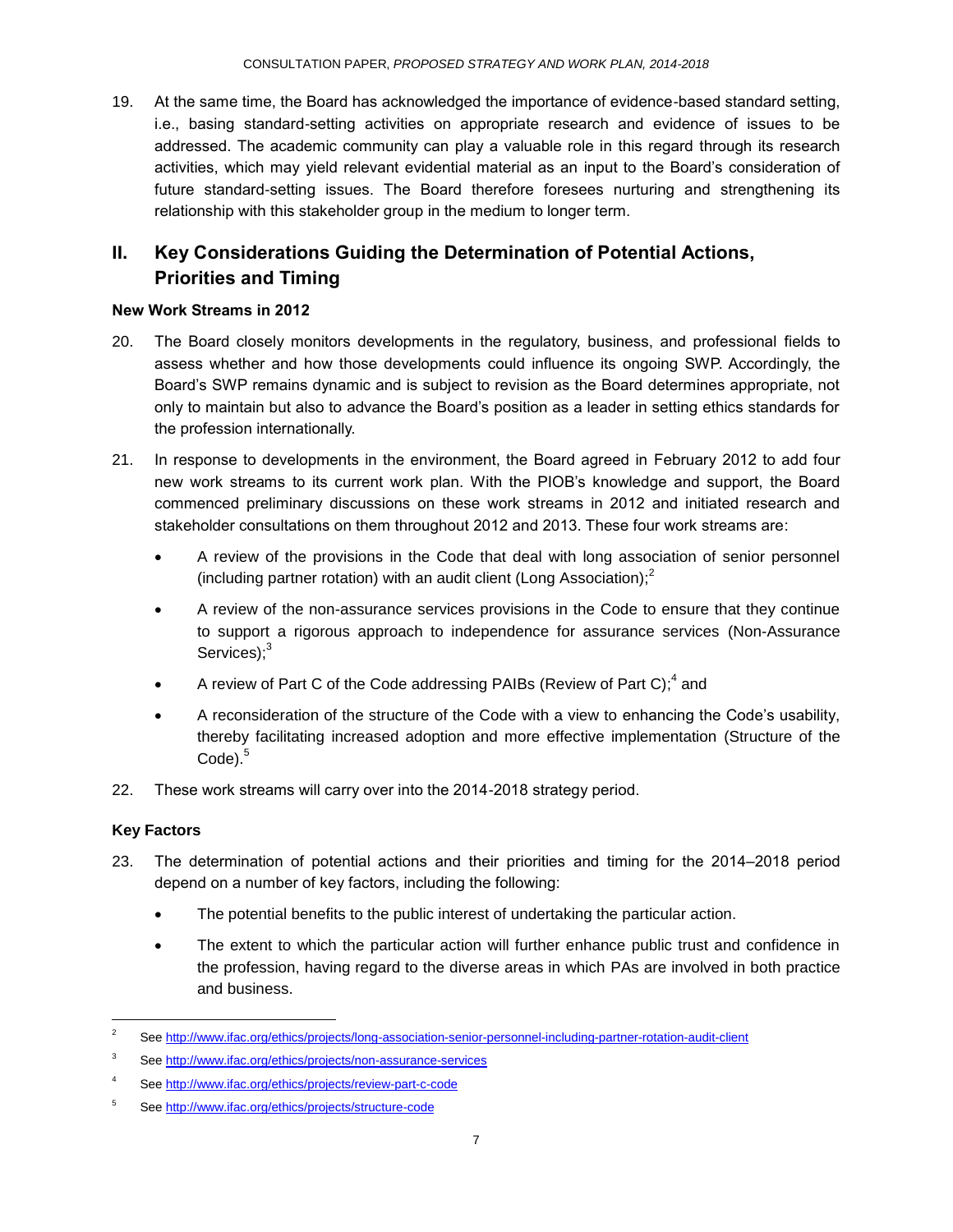19. At the same time, the Board has acknowledged the importance of evidence-based standard setting, i.e., basing standard-setting activities on appropriate research and evidence of issues to be addressed. The academic community can play a valuable role in this regard through its research activities, which may yield relevant evidential material as an input to the Board's consideration of future standard-setting issues. The Board therefore foresees nurturing and strengthening its relationship with this stakeholder group in the medium to longer term.

## II. Key Considerations Guiding the Determination of Potential Actions, Priorities and Timing

### New Work Streams in 2012

20. The Board closely monitors developments in the regulatory, business, and professional fields to assess whether and how those developments could influence its ongoing SWP. Accordingly, the Board's SWP remains dynamic and is subject to revision as the Board determines appropriate, not only to maintain but also to advance the Board's position as a leader in setting ethics standards for the profession internationally.

21. In response to developments in the environment, the Board agreed in February 2012 to add four new work streams to its current work plan. With the PIOB's knowledge and support, the Board commenced preliminary discussions on these work streams in 2012 and initiated research and stakeholder consultations on them throughout 2012 and 2013. These four work streams are:

    - A review of the provisions in the Code that deal with long association of senior personnel (including partner rotation) with an audit client (Long Association);[2]
    - A review of the non-assurance services provisions in the Code to ensure that they continue to support a rigorous approach to independence for assurance services (Non-Assurance Services);[3]
    - A review of Part C of the Code addressing PAIBs (Review of Part C);[4] and
    - A reconsideration of the structure of the Code with a view to enhancing the Code's usability, thereby facilitating increased adoption and more effective implementation (Structure of the Code).[5]

22. These work streams will carry over into the 2014-2018 strategy period.

### Key Factors

23. The determination of potential actions and their priorities and timing for the 2014–2018 period depend on a number of key factors, including the following:

    - The potential benefits to the public interest of undertaking the particular action.
    - The extent to which the particular action will further enhance public trust and confidence in the profession, having regard to the diverse areas in which PAs are involved in both practice and business.

---

[2] See http://www.ifac.org/ethics/projects/long-association-senior-personnel-including-partner-rotation-audit-client

[3] See http://www.ifac.org/ethics/projects/non-assurance-services

[4] See http://www.ifac.org/ethics/projects/review-part-c-code

[5] See http://www.ifac.org/ethics/projects/structure-code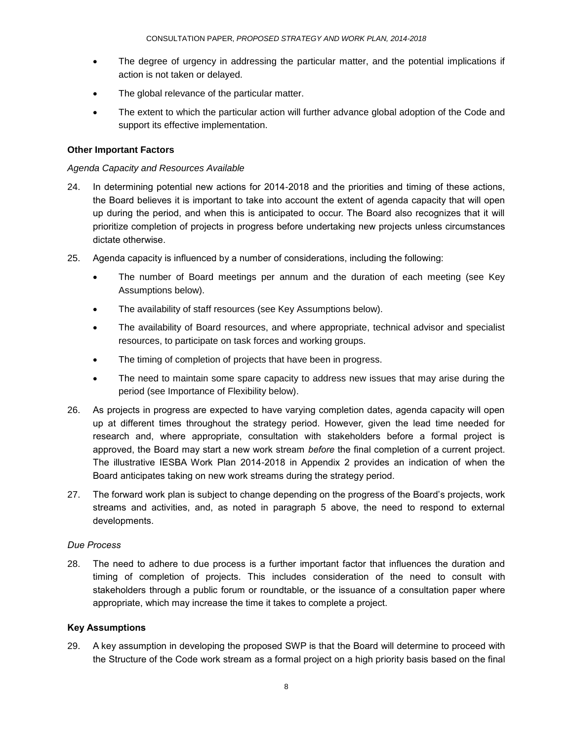- The degree of urgency in addressing the particular matter, and the potential implications if action is not taken or delayed.
- The global relevance of the particular matter.
- The extent to which the particular action will further advance global adoption of the Code and support its effective implementation.

**Other Important Factors**

*Agenda Capacity and Resources Available*

24. In determining potential new actions for 2014-2018 and the priorities and timing of these actions, the Board believes it is important to take into account the extent of agenda capacity that will open up during the period, and when this is anticipated to occur. The Board also recognizes that it will prioritize completion of projects in progress before undertaking new projects unless circumstances dictate otherwise.

25. Agenda capacity is influenced by a number of considerations, including the following:

    - The number of Board meetings per annum and the duration of each meeting (see Key Assumptions below).
    - The availability of staff resources (see Key Assumptions below).
    - The availability of Board resources, and where appropriate, technical advisor and specialist resources, to participate on task forces and working groups.
    - The timing of completion of projects that have been in progress.
    - The need to maintain some spare capacity to address new issues that may arise during the period (see Importance of Flexibility below).

26. As projects in progress are expected to have varying completion dates, agenda capacity will open up at different times throughout the strategy period. However, given the lead time needed for research and, where appropriate, consultation with stakeholders before a formal project is approved, the Board may start a new work stream *before* the final completion of a current project. The illustrative IESBA Work Plan 2014-2018 in Appendix 2 provides an indication of when the Board anticipates taking on new work streams during the strategy period.

27. The forward work plan is subject to change depending on the progress of the Board's projects, work streams and activities, and, as noted in paragraph 5 above, the need to respond to external developments.

*Due Process*

28. The need to adhere to due process is a further important factor that influences the duration and timing of completion of projects. This includes consideration of the need to consult with stakeholders through a public forum or roundtable, or the issuance of a consultation paper where appropriate, which may increase the time it takes to complete a project.

**Key Assumptions**

29. A key assumption in developing the proposed SWP is that the Board will determine to proceed with the Structure of the Code work stream as a formal project on a high priority basis based on the final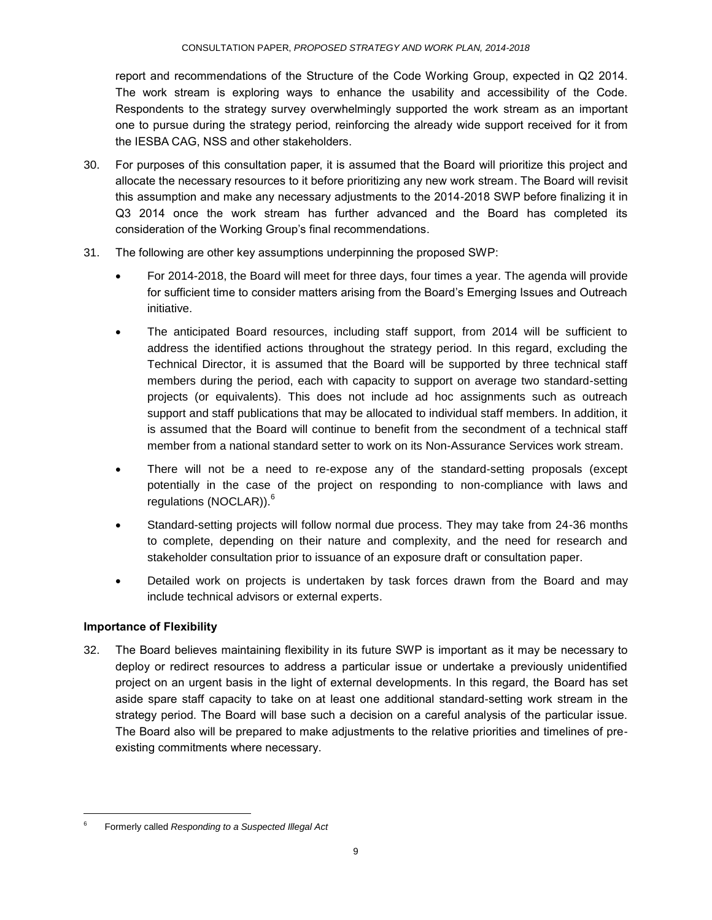report and recommendations of the Structure of the Code Working Group, expected in Q2 2014. The work stream is exploring ways to enhance the usability and accessibility of the Code. Respondents to the strategy survey overwhelmingly supported the work stream as an important one to pursue during the strategy period, reinforcing the already wide support received for it from the IESBA CAG, NSS and other stakeholders.

30. For purposes of this consultation paper, it is assumed that the Board will prioritize this project and allocate the necessary resources to it before prioritizing any new work stream. The Board will revisit this assumption and make any necessary adjustments to the 2014-2018 SWP before finalizing it in Q3 2014 once the work stream has further advanced and the Board has completed its consideration of the Working Group's final recommendations.

31. The following are other key assumptions underpinning the proposed SWP:

   - For 2014-2018, the Board will meet for three days, four times a year. The agenda will provide for sufficient time to consider matters arising from the Board's Emerging Issues and Outreach initiative.
   - The anticipated Board resources, including staff support, from 2014 will be sufficient to address the identified actions throughout the strategy period. In this regard, excluding the Technical Director, it is assumed that the Board will be supported by three technical staff members during the period, each with capacity to support on average two standard-setting projects (or equivalents). This does not include ad hoc assignments such as outreach support and staff publications that may be allocated to individual staff members. In addition, it is assumed that the Board will continue to benefit from the secondment of a technical staff member from a national standard setter to work on its Non-Assurance Services work stream.
   - There will not be a need to re-expose any of the standard-setting proposals (except potentially in the case of the project on responding to non-compliance with laws and regulations (NOCLAR)).[6]
   - Standard-setting projects will follow normal due process. They may take from 24-36 months to complete, depending on their nature and complexity, and the need for research and stakeholder consultation prior to issuance of an exposure draft or consultation paper.
   - Detailed work on projects is undertaken by task forces drawn from the Board and may include technical advisors or external experts.

### Importance of Flexibility

32. The Board believes maintaining flexibility in its future SWP is important as it may be necessary to deploy or redirect resources to address a particular issue or undertake a previously unidentified project on an urgent basis in the light of external developments. In this regard, the Board has set aside spare staff capacity to take on at least one additional standard-setting work stream in the strategy period. The Board will base such a decision on a careful analysis of the particular issue. The Board also will be prepared to make adjustments to the relative priorities and timelines of pre-existing commitments where necessary.

---

[6] Formerly called *Responding to a Suspected Illegal Act*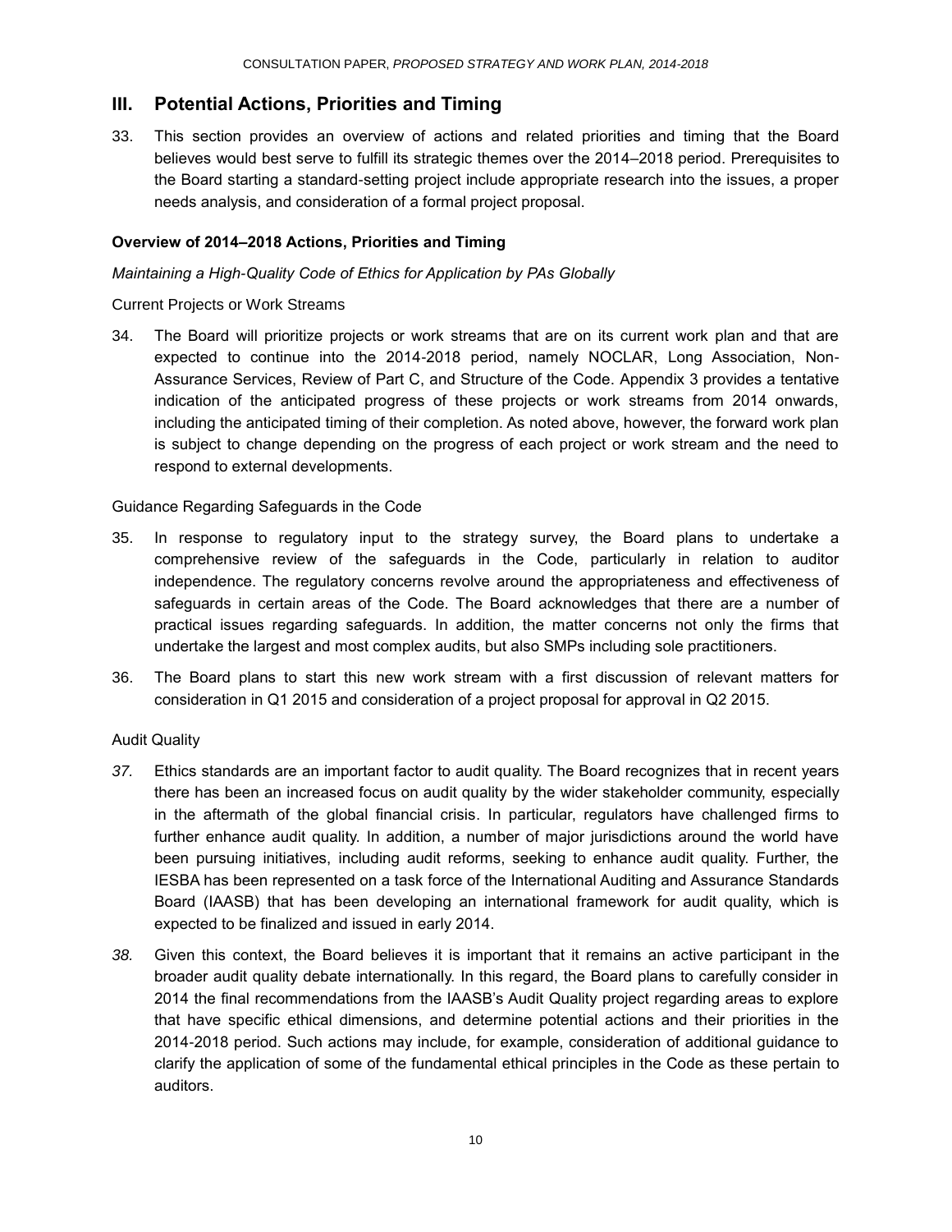## III. Potential Actions, Priorities and Timing

33. This section provides an overview of actions and related priorities and timing that the Board believes would best serve to fulfill its strategic themes over the 2014–2018 period. Prerequisites to the Board starting a standard-setting project include appropriate research into the issues, a proper needs analysis, and consideration of a formal project proposal.

**Overview of 2014–2018 Actions, Priorities and Timing**

*Maintaining a High-Quality Code of Ethics for Application by PAs Globally*

Current Projects or Work Streams

34. The Board will prioritize projects or work streams that are on its current work plan and that are expected to continue into the 2014-2018 period, namely NOCLAR, Long Association, Non-Assurance Services, Review of Part C, and Structure of the Code. Appendix 3 provides a tentative indication of the anticipated progress of these projects or work streams from 2014 onwards, including the anticipated timing of their completion. As noted above, however, the forward work plan is subject to change depending on the progress of each project or work stream and the need to respond to external developments.

Guidance Regarding Safeguards in the Code

35. In response to regulatory input to the strategy survey, the Board plans to undertake a comprehensive review of the safeguards in the Code, particularly in relation to auditor independence. The regulatory concerns revolve around the appropriateness and effectiveness of safeguards in certain areas of the Code. The Board acknowledges that there are a number of practical issues regarding safeguards. In addition, the matter concerns not only the firms that undertake the largest and most complex audits, but also SMPs including sole practitioners.

36. The Board plans to start this new work stream with a first discussion of relevant matters for consideration in Q1 2015 and consideration of a project proposal for approval in Q2 2015.

Audit Quality

*37.* Ethics standards are an important factor to audit quality. The Board recognizes that in recent years there has been an increased focus on audit quality by the wider stakeholder community, especially in the aftermath of the global financial crisis. In particular, regulators have challenged firms to further enhance audit quality. In addition, a number of major jurisdictions around the world have been pursuing initiatives, including audit reforms, seeking to enhance audit quality. Further, the IESBA has been represented on a task force of the International Auditing and Assurance Standards Board (IAASB) that has been developing an international framework for audit quality, which is expected to be finalized and issued in early 2014.

*38.* Given this context, the Board believes it is important that it remains an active participant in the broader audit quality debate internationally. In this regard, the Board plans to carefully consider in 2014 the final recommendations from the IAASB's Audit Quality project regarding areas to explore that have specific ethical dimensions, and determine potential actions and their priorities in the 2014-2018 period. Such actions may include, for example, consideration of additional guidance to clarify the application of some of the fundamental ethical principles in the Code as these pertain to auditors.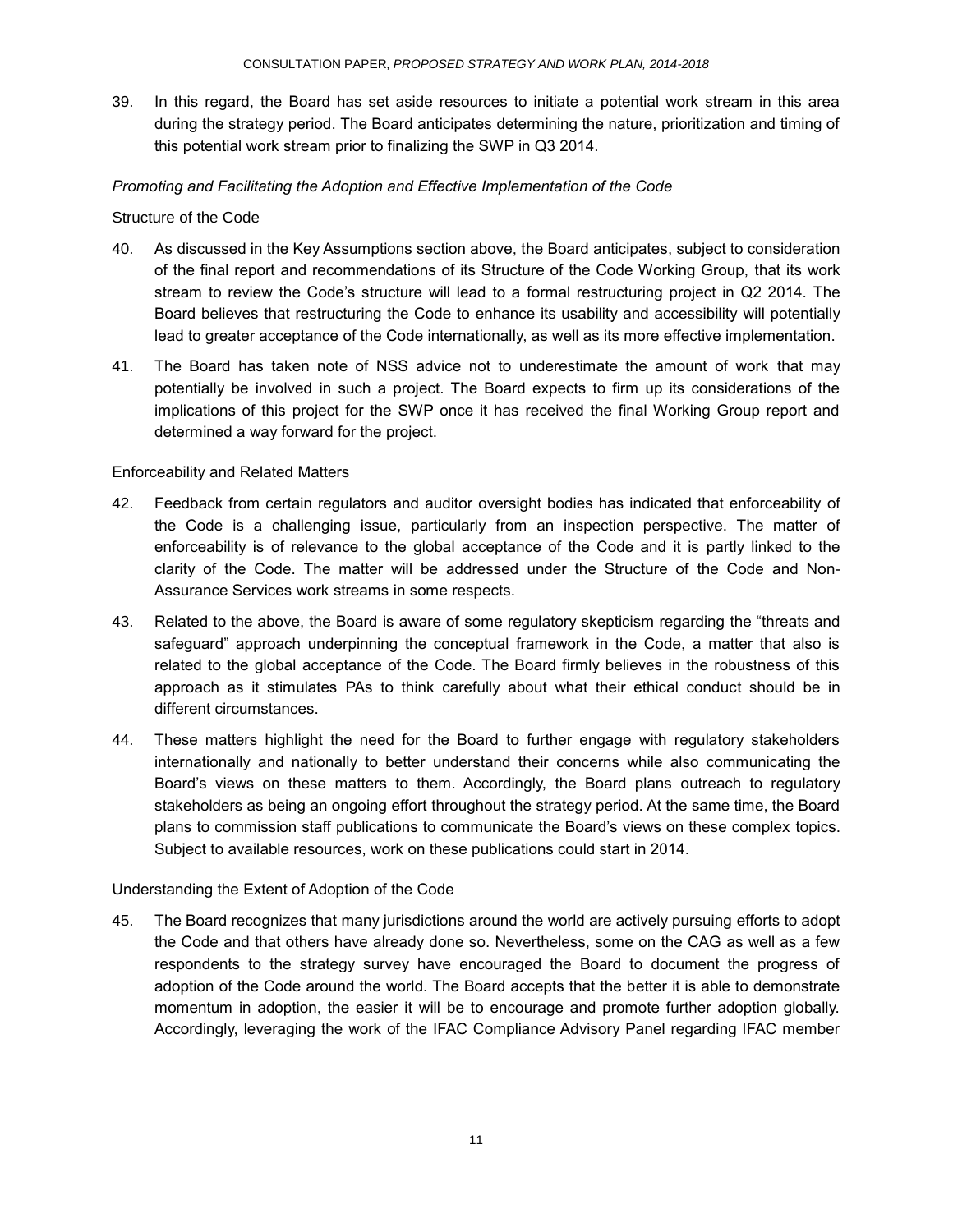39. In this regard, the Board has set aside resources to initiate a potential work stream in this area during the strategy period. The Board anticipates determining the nature, prioritization and timing of this potential work stream prior to finalizing the SWP in Q3 2014.

*Promoting and Facilitating the Adoption and Effective Implementation of the Code*

Structure of the Code

40. As discussed in the Key Assumptions section above, the Board anticipates, subject to consideration of the final report and recommendations of its Structure of the Code Working Group, that its work stream to review the Code's structure will lead to a formal restructuring project in Q2 2014. The Board believes that restructuring the Code to enhance its usability and accessibility will potentially lead to greater acceptance of the Code internationally, as well as its more effective implementation.

41. The Board has taken note of NSS advice not to underestimate the amount of work that may potentially be involved in such a project. The Board expects to firm up its considerations of the implications of this project for the SWP once it has received the final Working Group report and determined a way forward for the project.

Enforceability and Related Matters

42. Feedback from certain regulators and auditor oversight bodies has indicated that enforceability of the Code is a challenging issue, particularly from an inspection perspective. The matter of enforceability is of relevance to the global acceptance of the Code and it is partly linked to the clarity of the Code. The matter will be addressed under the Structure of the Code and Non-Assurance Services work streams in some respects.

43. Related to the above, the Board is aware of some regulatory skepticism regarding the "threats and safeguard" approach underpinning the conceptual framework in the Code, a matter that also is related to the global acceptance of the Code. The Board firmly believes in the robustness of this approach as it stimulates PAs to think carefully about what their ethical conduct should be in different circumstances.

44. These matters highlight the need for the Board to further engage with regulatory stakeholders internationally and nationally to better understand their concerns while also communicating the Board's views on these matters to them. Accordingly, the Board plans outreach to regulatory stakeholders as being an ongoing effort throughout the strategy period. At the same time, the Board plans to commission staff publications to communicate the Board's views on these complex topics. Subject to available resources, work on these publications could start in 2014.

Understanding the Extent of Adoption of the Code

45. The Board recognizes that many jurisdictions around the world are actively pursuing efforts to adopt the Code and that others have already done so. Nevertheless, some on the CAG as well as a few respondents to the strategy survey have encouraged the Board to document the progress of adoption of the Code around the world. The Board accepts that the better it is able to demonstrate momentum in adoption, the easier it will be to encourage and promote further adoption globally. Accordingly, leveraging the work of the IFAC Compliance Advisory Panel regarding IFAC member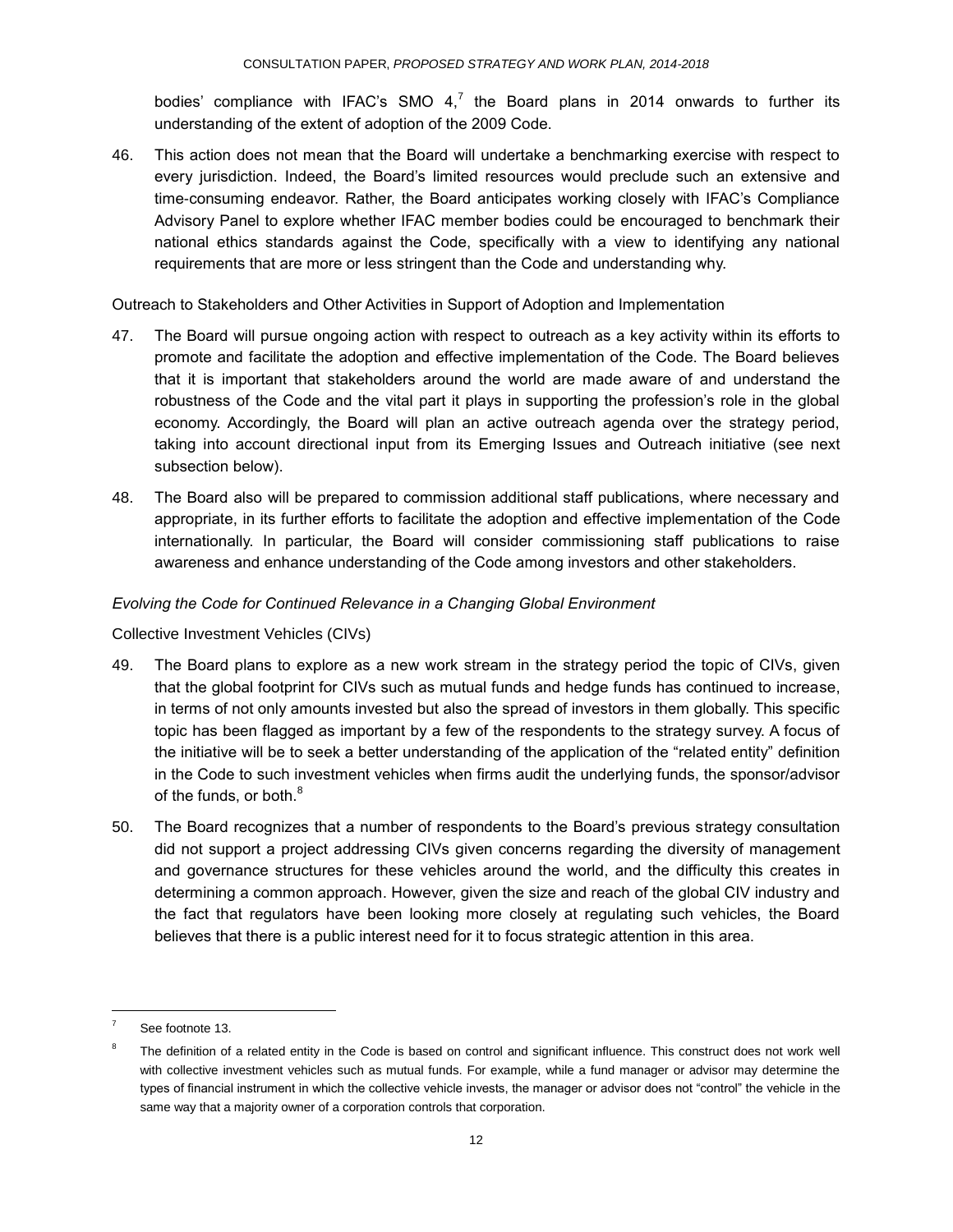bodies' compliance with IFAC's SMO 4,[7] the Board plans in 2014 onwards to further its understanding of the extent of adoption of the 2009 Code.

46. This action does not mean that the Board will undertake a benchmarking exercise with respect to every jurisdiction. Indeed, the Board's limited resources would preclude such an extensive and time-consuming endeavor. Rather, the Board anticipates working closely with IFAC's Compliance Advisory Panel to explore whether IFAC member bodies could be encouraged to benchmark their national ethics standards against the Code, specifically with a view to identifying any national requirements that are more or less stringent than the Code and understanding why.

Outreach to Stakeholders and Other Activities in Support of Adoption and Implementation

47. The Board will pursue ongoing action with respect to outreach as a key activity within its efforts to promote and facilitate the adoption and effective implementation of the Code. The Board believes that it is important that stakeholders around the world are made aware of and understand the robustness of the Code and the vital part it plays in supporting the profession's role in the global economy. Accordingly, the Board will plan an active outreach agenda over the strategy period, taking into account directional input from its Emerging Issues and Outreach initiative (see next subsection below).

48. The Board also will be prepared to commission additional staff publications, where necessary and appropriate, in its further efforts to facilitate the adoption and effective implementation of the Code internationally. In particular, the Board will consider commissioning staff publications to raise awareness and enhance understanding of the Code among investors and other stakeholders.

*Evolving the Code for Continued Relevance in a Changing Global Environment*

Collective Investment Vehicles (CIVs)

49. The Board plans to explore as a new work stream in the strategy period the topic of CIVs, given that the global footprint for CIVs such as mutual funds and hedge funds has continued to increase, in terms of not only amounts invested but also the spread of investors in them globally. This specific topic has been flagged as important by a few of the respondents to the strategy survey. A focus of the initiative will be to seek a better understanding of the application of the "related entity" definition in the Code to such investment vehicles when firms audit the underlying funds, the sponsor/advisor of the funds, or both.[8]

50. The Board recognizes that a number of respondents to the Board's previous strategy consultation did not support a project addressing CIVs given concerns regarding the diversity of management and governance structures for these vehicles around the world, and the difficulty this creates in determining a common approach. However, given the size and reach of the global CIV industry and the fact that regulators have been looking more closely at regulating such vehicles, the Board believes that there is a public interest need for it to focus strategic attention in this area.

---

[7] See footnote 13.

[8] The definition of a related entity in the Code is based on control and significant influence. This construct does not work well with collective investment vehicles such as mutual funds. For example, while a fund manager or advisor may determine the types of financial instrument in which the collective vehicle invests, the manager or advisor does not "control" the vehicle in the same way that a majority owner of a corporation controls that corporation.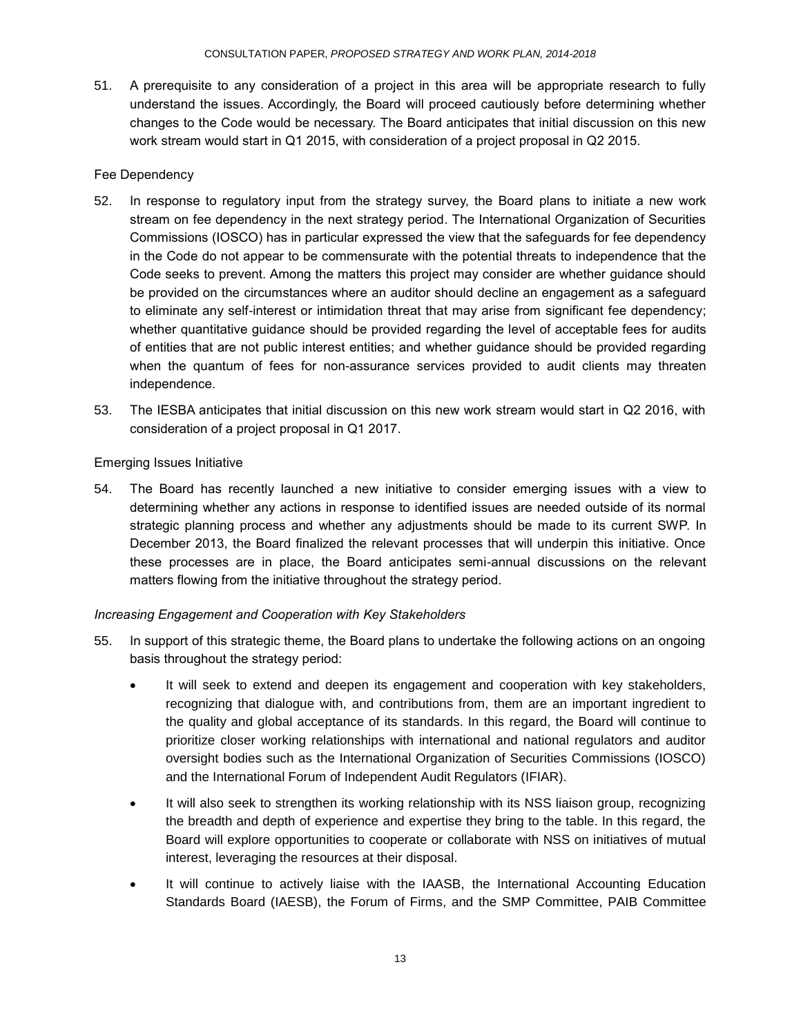51. A prerequisite to any consideration of a project in this area will be appropriate research to fully understand the issues. Accordingly, the Board will proceed cautiously before determining whether changes to the Code would be necessary. The Board anticipates that initial discussion on this new work stream would start in Q1 2015, with consideration of a project proposal in Q2 2015.

Fee Dependency

52. In response to regulatory input from the strategy survey, the Board plans to initiate a new work stream on fee dependency in the next strategy period. The International Organization of Securities Commissions (IOSCO) has in particular expressed the view that the safeguards for fee dependency in the Code do not appear to be commensurate with the potential threats to independence that the Code seeks to prevent. Among the matters this project may consider are whether guidance should be provided on the circumstances where an auditor should decline an engagement as a safeguard to eliminate any self-interest or intimidation threat that may arise from significant fee dependency; whether quantitative guidance should be provided regarding the level of acceptable fees for audits of entities that are not public interest entities; and whether guidance should be provided regarding when the quantum of fees for non-assurance services provided to audit clients may threaten independence.

53. The IESBA anticipates that initial discussion on this new work stream would start in Q2 2016, with consideration of a project proposal in Q1 2017.

Emerging Issues Initiative

54. The Board has recently launched a new initiative to consider emerging issues with a view to determining whether any actions in response to identified issues are needed outside of its normal strategic planning process and whether any adjustments should be made to its current SWP. In December 2013, the Board finalized the relevant processes that will underpin this initiative. Once these processes are in place, the Board anticipates semi-annual discussions on the relevant matters flowing from the initiative throughout the strategy period.

*Increasing Engagement and Cooperation with Key Stakeholders*

55. In support of this strategic theme, the Board plans to undertake the following actions on an ongoing basis throughout the strategy period:

    - It will seek to extend and deepen its engagement and cooperation with key stakeholders, recognizing that dialogue with, and contributions from, them are an important ingredient to the quality and global acceptance of its standards. In this regard, the Board will continue to prioritize closer working relationships with international and national regulators and auditor oversight bodies such as the International Organization of Securities Commissions (IOSCO) and the International Forum of Independent Audit Regulators (IFIAR).
    - It will also seek to strengthen its working relationship with its NSS liaison group, recognizing the breadth and depth of experience and expertise they bring to the table. In this regard, the Board will explore opportunities to cooperate or collaborate with NSS on initiatives of mutual interest, leveraging the resources at their disposal.
    - It will continue to actively liaise with the IAASB, the International Accounting Education Standards Board (IAESB), the Forum of Firms, and the SMP Committee, PAIB Committee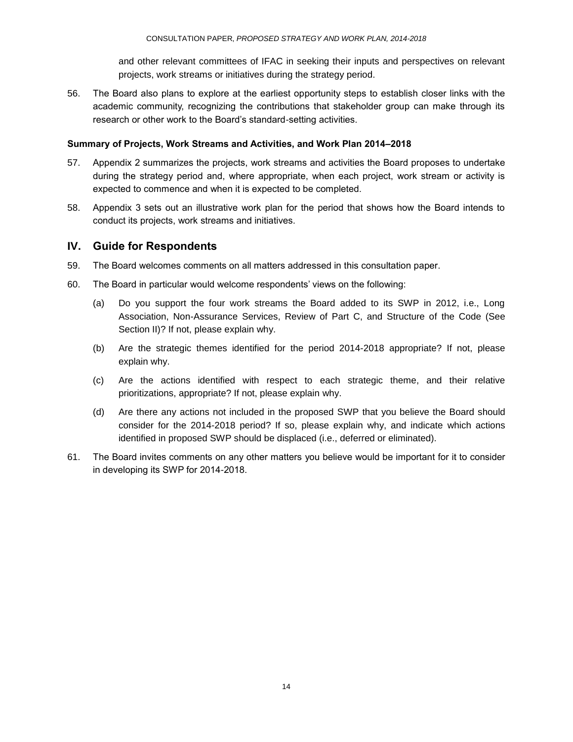and other relevant committees of IFAC in seeking their inputs and perspectives on relevant projects, work streams or initiatives during the strategy period.

56. The Board also plans to explore at the earliest opportunity steps to establish closer links with the academic community, recognizing the contributions that stakeholder group can make through its research or other work to the Board's standard-setting activities.

**Summary of Projects, Work Streams and Activities, and Work Plan 2014–2018**

57. Appendix 2 summarizes the projects, work streams and activities the Board proposes to undertake during the strategy period and, where appropriate, when each project, work stream or activity is expected to commence and when it is expected to be completed.

58. Appendix 3 sets out an illustrative work plan for the period that shows how the Board intends to conduct its projects, work streams and initiatives.

## IV. Guide for Respondents

59. The Board welcomes comments on all matters addressed in this consultation paper.

60. The Board in particular would welcome respondents' views on the following:

    (a) Do you support the four work streams the Board added to its SWP in 2012, i.e., Long Association, Non-Assurance Services, Review of Part C, and Structure of the Code (See Section II)? If not, please explain why.

    (b) Are the strategic themes identified for the period 2014-2018 appropriate? If not, please explain why.

    (c) Are the actions identified with respect to each strategic theme, and their relative prioritizations, appropriate? If not, please explain why.

    (d) Are there any actions not included in the proposed SWP that you believe the Board should consider for the 2014-2018 period? If so, please explain why, and indicate which actions identified in proposed SWP should be displaced (i.e., deferred or eliminated).

61. The Board invites comments on any other matters you believe would be important for it to consider in developing its SWP for 2014-2018.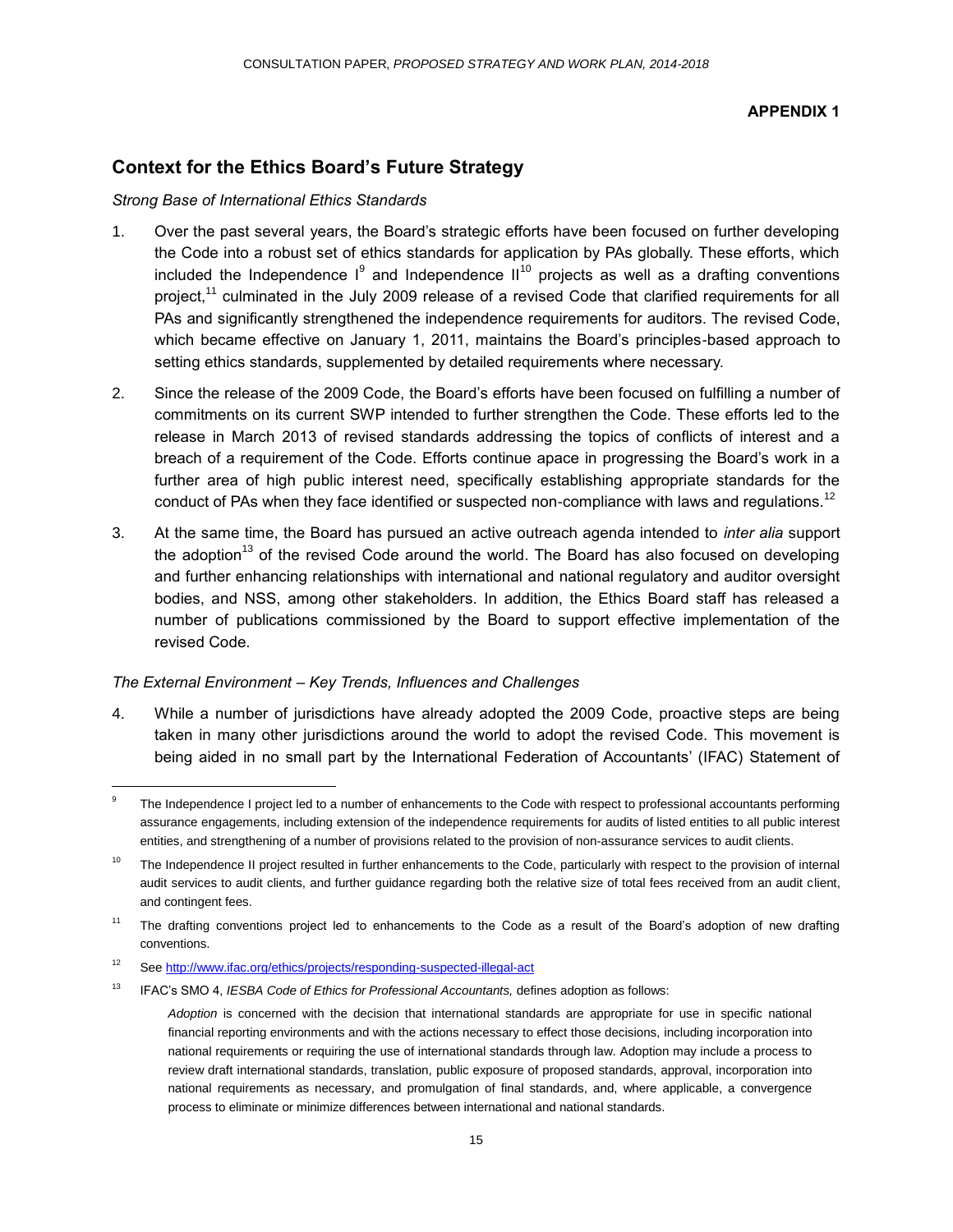**APPENDIX 1**

## Context for the Ethics Board's Future Strategy

*Strong Base of International Ethics Standards*

1. Over the past several years, the Board's strategic efforts have been focused on further developing the Code into a robust set of ethics standards for application by PAs globally. These efforts, which included the Independence I[9] and Independence II[10] projects as well as a drafting conventions project,[11] culminated in the July 2009 release of a revised Code that clarified requirements for all PAs and significantly strengthened the independence requirements for auditors. The revised Code, which became effective on January 1, 2011, maintains the Board's principles-based approach to setting ethics standards, supplemented by detailed requirements where necessary.

2. Since the release of the 2009 Code, the Board's efforts have been focused on fulfilling a number of commitments on its current SWP intended to further strengthen the Code. These efforts led to the release in March 2013 of revised standards addressing the topics of conflicts of interest and a breach of a requirement of the Code. Efforts continue apace in progressing the Board's work in a further area of high public interest need, specifically establishing appropriate standards for the conduct of PAs when they face identified or suspected non-compliance with laws and regulations.[12]

3. At the same time, the Board has pursued an active outreach agenda intended to *inter alia* support the adoption[13] of the revised Code around the world. The Board has also focused on developing and further enhancing relationships with international and national regulatory and auditor oversight bodies, and NSS, among other stakeholders. In addition, the Ethics Board staff has released a number of publications commissioned by the Board to support effective implementation of the revised Code.

*The External Environment – Key Trends, Influences and Challenges*

4. While a number of jurisdictions have already adopted the 2009 Code, proactive steps are being taken in many other jurisdictions around the world to adopt the revised Code. This movement is being aided in no small part by the International Federation of Accountants' (IFAC) Statement of

---

[9] The Independence I project led to a number of enhancements to the Code with respect to professional accountants performing assurance engagements, including extension of the independence requirements for audits of listed entities to all public interest entities, and strengthening of a number of provisions related to the provision of non-assurance services to audit clients.

[10] The Independence II project resulted in further enhancements to the Code, particularly with respect to the provision of internal audit services to audit clients, and further guidance regarding both the relative size of total fees received from an audit client, and contingent fees.

[11] The drafting conventions project led to enhancements to the Code as a result of the Board's adoption of new drafting conventions.

[12] See http://www.ifac.org/ethics/projects/responding-suspected-illegal-act

[13] IFAC's SMO 4, *IESBA Code of Ethics for Professional Accountants,* defines adoption as follows:

> *Adoption* is concerned with the decision that international standards are appropriate for use in specific national financial reporting environments and with the actions necessary to effect those decisions, including incorporation into national requirements or requiring the use of international standards through law. Adoption may include a process to review draft international standards, translation, public exposure of proposed standards, approval, incorporation into national requirements as necessary, and promulgation of final standards, and, where applicable, a convergence process to eliminate or minimize differences between international and national standards.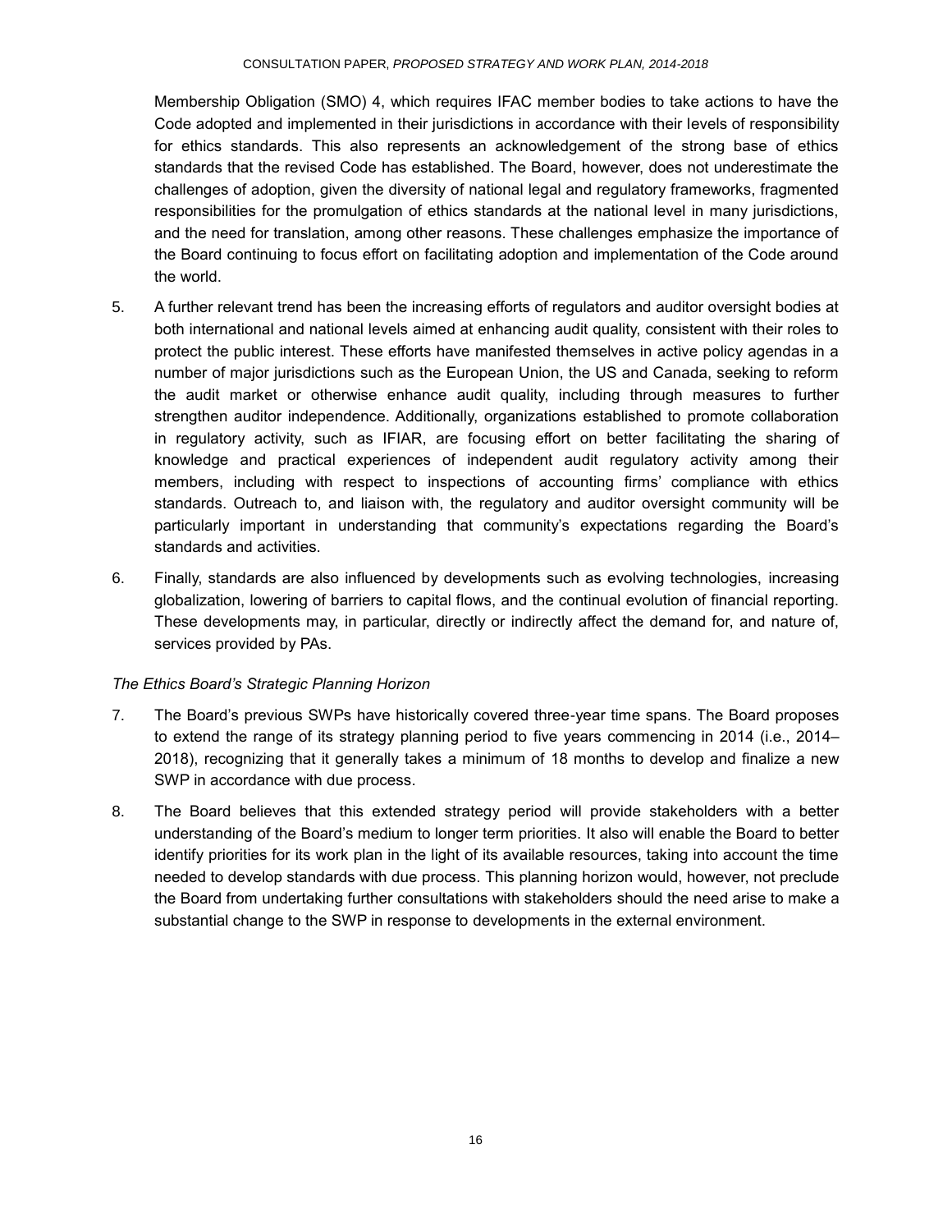Membership Obligation (SMO) 4, which requires IFAC member bodies to take actions to have the Code adopted and implemented in their jurisdictions in accordance with their levels of responsibility for ethics standards. This also represents an acknowledgement of the strong base of ethics standards that the revised Code has established. The Board, however, does not underestimate the challenges of adoption, given the diversity of national legal and regulatory frameworks, fragmented responsibilities for the promulgation of ethics standards at the national level in many jurisdictions, and the need for translation, among other reasons. These challenges emphasize the importance of the Board continuing to focus effort on facilitating adoption and implementation of the Code around the world.

5. A further relevant trend has been the increasing efforts of regulators and auditor oversight bodies at both international and national levels aimed at enhancing audit quality, consistent with their roles to protect the public interest. These efforts have manifested themselves in active policy agendas in a number of major jurisdictions such as the European Union, the US and Canada, seeking to reform the audit market or otherwise enhance audit quality, including through measures to further strengthen auditor independence. Additionally, organizations established to promote collaboration in regulatory activity, such as IFIAR, are focusing effort on better facilitating the sharing of knowledge and practical experiences of independent audit regulatory activity among their members, including with respect to inspections of accounting firms' compliance with ethics standards. Outreach to, and liaison with, the regulatory and auditor oversight community will be particularly important in understanding that community's expectations regarding the Board's standards and activities.

6. Finally, standards are also influenced by developments such as evolving technologies, increasing globalization, lowering of barriers to capital flows, and the continual evolution of financial reporting. These developments may, in particular, directly or indirectly affect the demand for, and nature of, services provided by PAs.

*The Ethics Board's Strategic Planning Horizon*

7. The Board's previous SWPs have historically covered three-year time spans. The Board proposes to extend the range of its strategy planning period to five years commencing in 2014 (i.e., 2014–2018), recognizing that it generally takes a minimum of 18 months to develop and finalize a new SWP in accordance with due process.

8. The Board believes that this extended strategy period will provide stakeholders with a better understanding of the Board's medium to longer term priorities. It also will enable the Board to better identify priorities for its work plan in the light of its available resources, taking into account the time needed to develop standards with due process. This planning horizon would, however, not preclude the Board from undertaking further consultations with stakeholders should the need arise to make a substantial change to the SWP in response to developments in the external environment.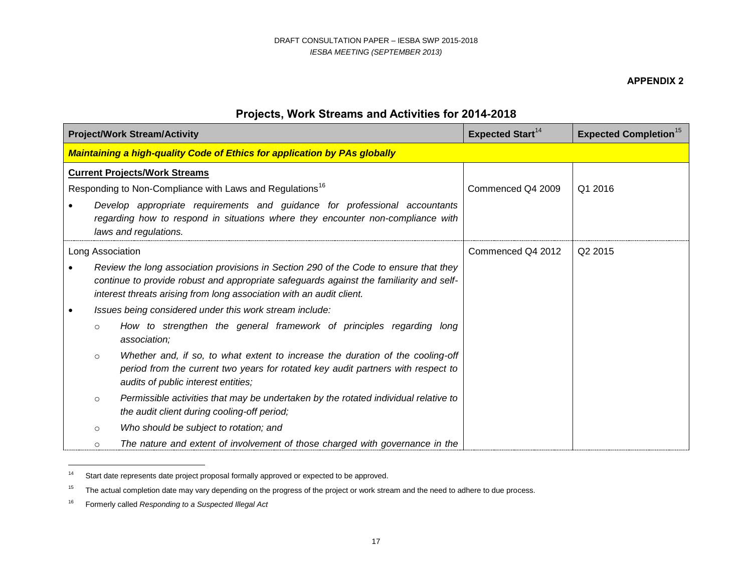**APPENDIX 2**

## Projects, Work Streams and Activities for 2014-2018

| Project/Work Stream/Activity | Expected Start[14] | Expected Completion[15] |
|---|---|---|
| ***Maintaining a high-quality Code of Ethics for application by PAs globally*** | | |
| **<u>Current Projects/Work Streams</u>**<br>Responding to Non-Compliance with Laws and Regulations[16]<br>• *Develop appropriate requirements and guidance for professional accountants regarding how to respond in situations where they encounter non-compliance with laws and regulations.* | Commenced Q4 2009 | Q1 2016 |
| Long Association<br>• *Review the long association provisions in Section 290 of the Code to ensure that they continue to provide robust and appropriate safeguards against the familiarity and self-interest threats arising from long association with an audit client.*<br>• *Issues being considered under this work stream include:*<br>&nbsp;&nbsp;&nbsp;&nbsp;○ *How to strengthen the general framework of principles regarding long association;*<br>&nbsp;&nbsp;&nbsp;&nbsp;○ *Whether and, if so, to what extent to increase the duration of the cooling-off period from the current two years for rotated key audit partners with respect to audits of public interest entities;*<br>&nbsp;&nbsp;&nbsp;&nbsp;○ *Permissible activities that may be undertaken by the rotated individual relative to the audit client during cooling-off period;*<br>&nbsp;&nbsp;&nbsp;&nbsp;○ *Who should be subject to rotation; and*<br>&nbsp;&nbsp;&nbsp;&nbsp;○ *The nature and extent of involvement of those charged with governance in the* | Commenced Q4 2012 | Q2 2015 |

[14] Start date represents date project proposal formally approved or expected to be approved.

[15] The actual completion date may vary depending on the progress of the project or work stream and the need to adhere to due process.

[16] Formerly called *Responding to a Suspected Illegal Act*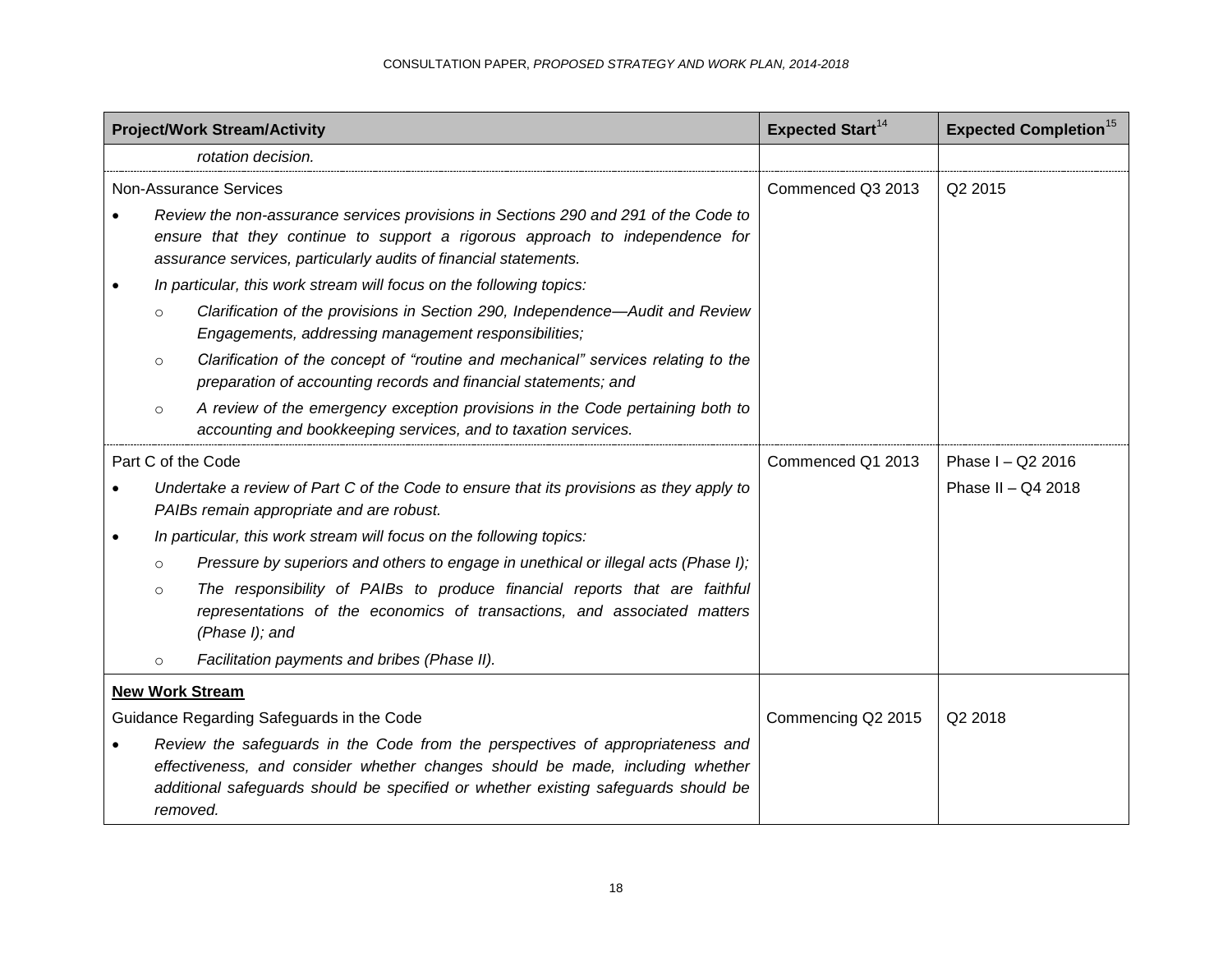| Project/Work Stream/Activity | Expected Start[14] | Expected Completion[15] |
|---|---|---|
| *rotation decision.* | | |
| Non-Assurance Services<br>• *Review the non-assurance services provisions in Sections 290 and 291 of the Code to ensure that they continue to support a rigorous approach to independence for assurance services, particularly audits of financial statements.*<br>• *In particular, this work stream will focus on the following topics:*<br>○ *Clarification of the provisions in Section 290, Independence—Audit and Review Engagements, addressing management responsibilities;*<br>○ *Clarification of the concept of "routine and mechanical" services relating to the preparation of accounting records and financial statements; and*<br>○ *A review of the emergency exception provisions in the Code pertaining both to accounting and bookkeeping services, and to taxation services.* | Commenced Q3 2013 | Q2 2015 |
| Part C of the Code<br>• *Undertake a review of Part C of the Code to ensure that its provisions as they apply to PAIBs remain appropriate and are robust.*<br>• *In particular, this work stream will focus on the following topics:*<br>○ *Pressure by superiors and others to engage in unethical or illegal acts (Phase I);*<br>○ *The responsibility of PAIBs to produce financial reports that are faithful representations of the economics of transactions, and associated matters (Phase I); and*<br>○ *Facilitation payments and bribes (Phase II).* | Commenced Q1 2013 | Phase I – Q2 2016<br>Phase II – Q4 2018 |
| **New Work Stream**<br>Guidance Regarding Safeguards in the Code<br>• *Review the safeguards in the Code from the perspectives of appropriateness and effectiveness, and consider whether changes should be made, including whether additional safeguards should be specified or whether existing safeguards should be removed.* | Commencing Q2 2015 | Q2 2018 |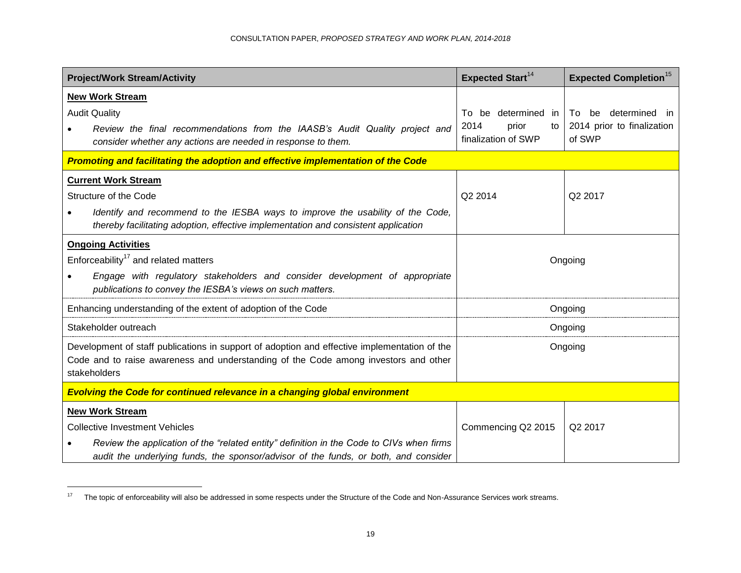| Project/Work Stream/Activity | Expected Start[14] | Expected Completion[15] |
| --- | --- | --- |
| **New Work Stream**<br>Audit Quality<br>• *Review the final recommendations from the IAASB's Audit Quality project and consider whether any actions are needed in response to them.* | To be determined in 2014 prior to finalization of SWP | To be determined in 2014 prior to finalization of SWP |
| ***Promoting and facilitating the adoption and effective implementation of the Code*** | | |
| **Current Work Stream**<br>Structure of the Code<br>• *Identify and recommend to the IESBA ways to improve the usability of the Code, thereby facilitating adoption, effective implementation and consistent application* | Q2 2014 | Q2 2017 |
| **Ongoing Activities**<br>Enforceability[17] and related matters<br>• *Engage with regulatory stakeholders and consider development of appropriate publications to convey the IESBA's views on such matters.* | Ongoing | |
| Enhancing understanding of the extent of adoption of the Code | Ongoing | |
| Stakeholder outreach | Ongoing | |
| Development of staff publications in support of adoption and effective implementation of the Code and to raise awareness and understanding of the Code among investors and other stakeholders | Ongoing | |
| ***Evolving the Code for continued relevance in a changing global environment*** | | |
| **New Work Stream**<br>Collective Investment Vehicles<br>• *Review the application of the "related entity" definition in the Code to CIVs when firms audit the underlying funds, the sponsor/advisor of the funds, or both, and consider* | Commencing Q2 2015 | Q2 2017 |

[17] The topic of enforceability will also be addressed in some respects under the Structure of the Code and Non-Assurance Services work streams.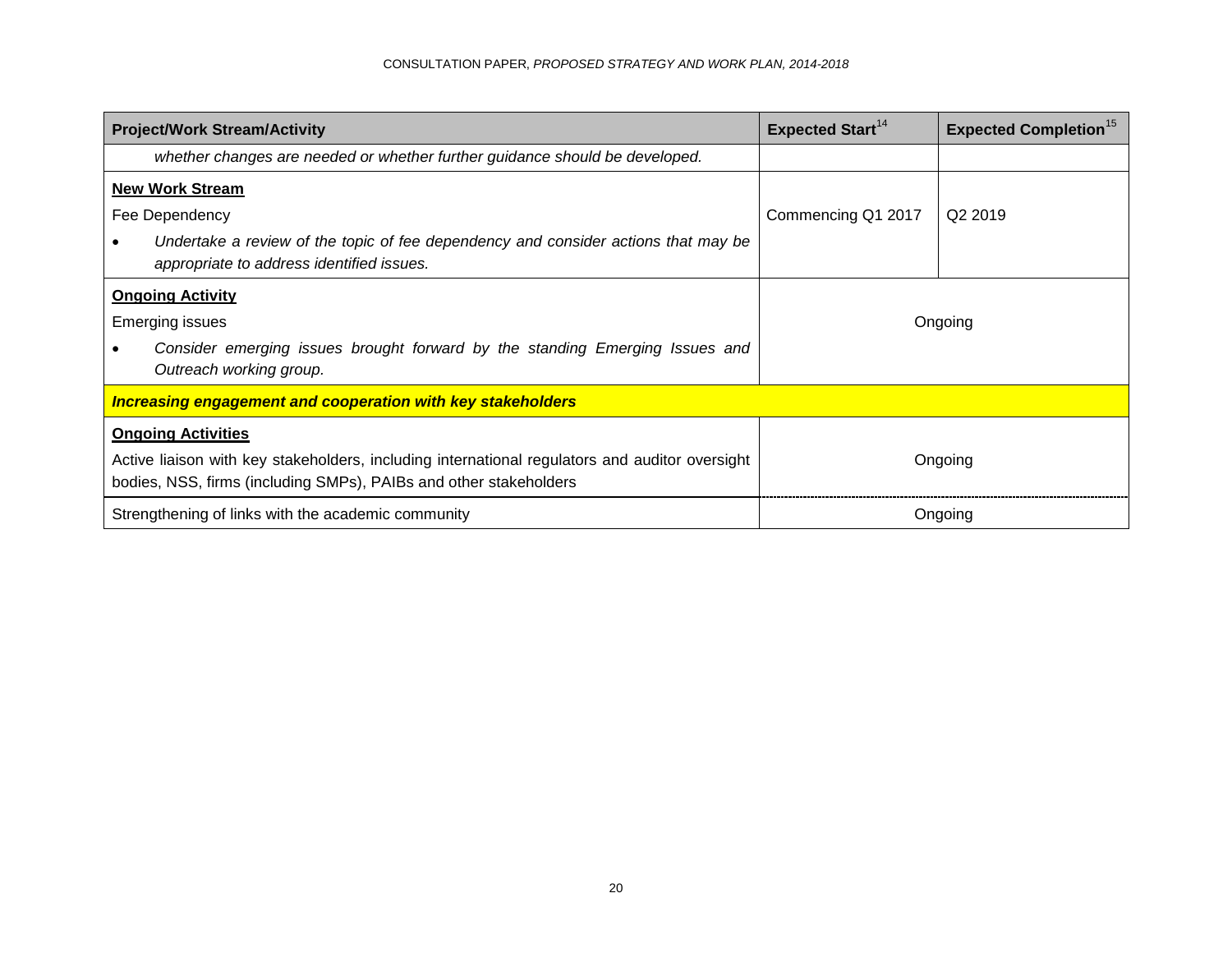| Project/Work Stream/Activity | Expected Start[14] | Expected Completion[15] |
|---|---|---|
| *whether changes are needed or whether further guidance should be developed.* | | |
| **New Work Stream**<br>Fee Dependency<br>• *Undertake a review of the topic of fee dependency and consider actions that may be appropriate to address identified issues.* | Commencing Q1 2017 | Q2 2019 |
| **Ongoing Activity**<br>Emerging issues<br>• *Consider emerging issues brought forward by the standing Emerging Issues and Outreach working group.* | Ongoing | |
| ***Increasing engagement and cooperation with key stakeholders*** | | |
| **Ongoing Activities**<br>Active liaison with key stakeholders, including international regulators and auditor oversight bodies, NSS, firms (including SMPs), PAIBs and other stakeholders | Ongoing | |
| Strengthening of links with the academic community | Ongoing | |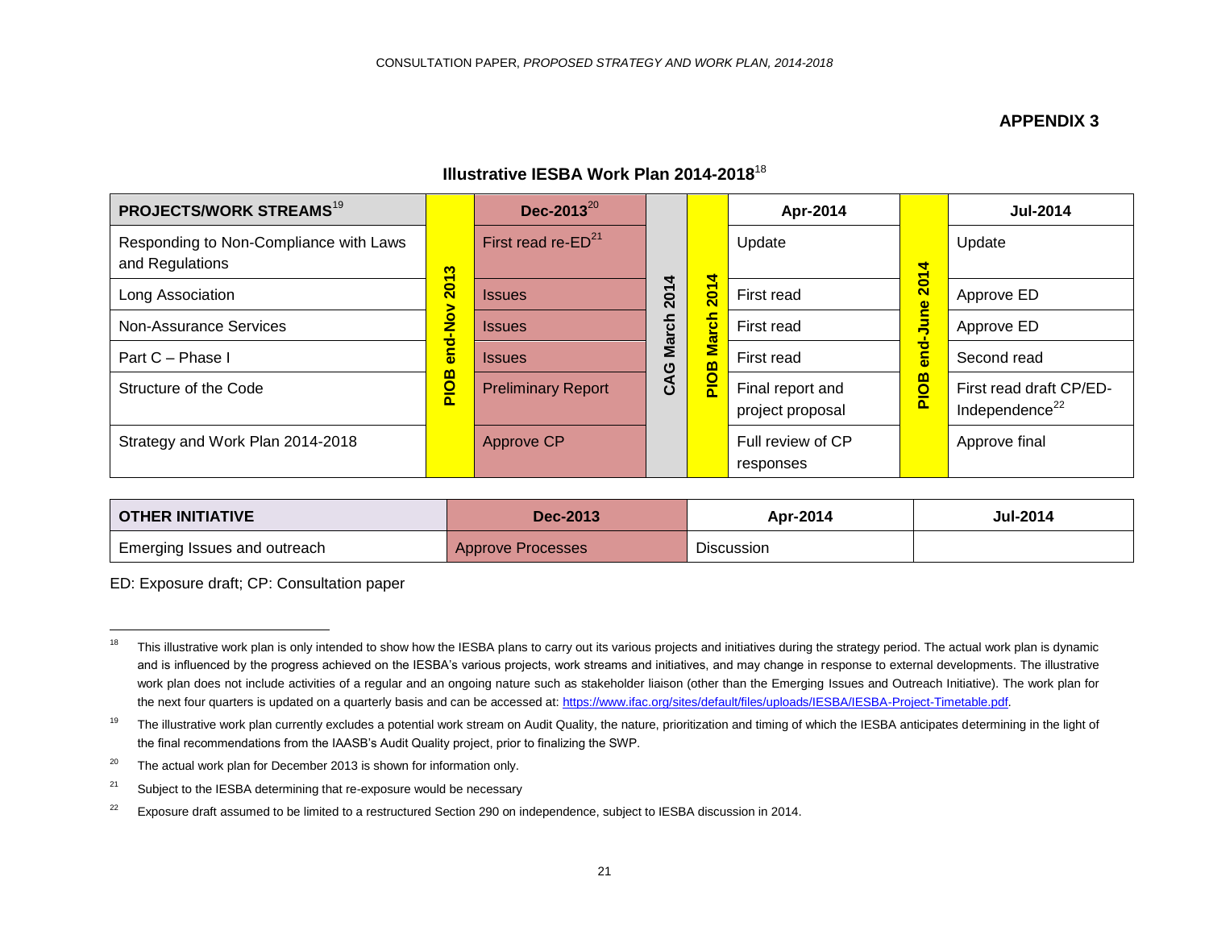## APPENDIX 3

### Illustrative IESBA Work Plan 2014-2018[18]

| PROJECTS/WORK STREAMS[19] | PIOB end-Nov 2013 | Dec-2013[20] | CAG March 2014 | PIOB March 2014 | Apr-2014 | PIOB end-June 2014 | Jul-2014 |
|---|---|---|---|---|---|---|---|
| Responding to Non-Compliance with Laws and Regulations | | First read re-ED[21] | | | Update | | Update |
| Long Association | | Issues | | | First read | | Approve ED |
| Non-Assurance Services | | Issues | | | First read | | Approve ED |
| Part C – Phase I | | Issues | | | First read | | Second read |
| Structure of the Code | | Preliminary Report | | | Final report and project proposal | | First read draft CP/ED-Independence[22] |
| Strategy and Work Plan 2014-2018 | | Approve CP | | | Full review of CP responses | | Approve final |

| OTHER INITIATIVE | Dec-2013 | Apr-2014 | Jul-2014 |
|---|---|---|---|
| Emerging Issues and outreach | Approve Processes | Discussion | |

ED: Exposure draft; CP: Consultation paper

---

[18] This illustrative work plan is only intended to show how the IESBA plans to carry out its various projects and initiatives during the strategy period. The actual work plan is dynamic and is influenced by the progress achieved on the IESBA's various projects, work streams and initiatives, and may change in response to external developments. The illustrative work plan does not include activities of a regular and an ongoing nature such as stakeholder liaison (other than the Emerging Issues and Outreach Initiative). The work plan for the next four quarters is updated on a quarterly basis and can be accessed at: https://www.ifac.org/sites/default/files/uploads/IESBA/IESBA-Project-Timetable.pdf.

[19] The illustrative work plan currently excludes a potential work stream on Audit Quality, the nature, prioritization and timing of which the IESBA anticipates determining in the light of the final recommendations from the IAASB's Audit Quality project, prior to finalizing the SWP.

[20] The actual work plan for December 2013 is shown for information only.

[21] Subject to the IESBA determining that re-exposure would be necessary

[22] Exposure draft assumed to be limited to a restructured Section 290 on independence, subject to IESBA discussion in 2014.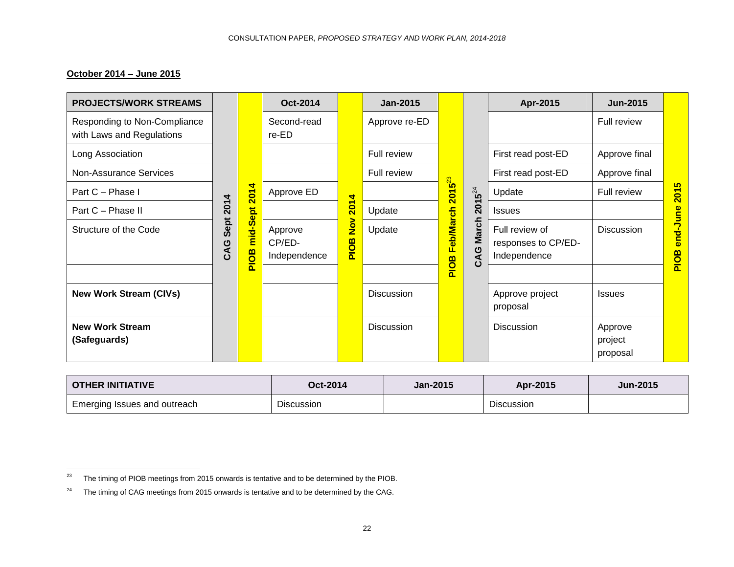**October 2014 – June 2015**

| PROJECTS/WORK STREAMS | CAG Sept 2014 | PIOB mid-Sept 2014 | Oct-2014 | PIOB Nov 2014 | Jan-2015 | PIOB Feb/March 2015[23] | CAG March 2015[24] | Apr-2015 | Jun-2015 | PIOB end-June 2015 |
|---|---|---|---|---|---|---|---|---|---|---|
| Responding to Non-Compliance with Laws and Regulations | | | Second-read re-ED | | Approve re-ED | | | | Full review | |
| Long Association | | | | | Full review | | | First read post-ED | Approve final | |
| Non-Assurance Services | | | | | Full review | | | First read post-ED | Approve final | |
| Part C – Phase I | | | Approve ED | | | | | Update | Full review | |
| Part C – Phase II | | | | | Update | | | Issues | | |
| Structure of the Code | | | Approve CP/ED-Independence | | Update | | | Full review of responses to CP/ED-Independence | Discussion | |
| | | | | | | | | | | |
| **New Work Stream (CIVs)** | | | | | Discussion | | | Approve project proposal | Issues | |
| **New Work Stream (Safeguards)** | | | | | Discussion | | | Discussion | Approve project proposal | |

| OTHER INITIATIVE | Oct-2014 | Jan-2015 | Apr-2015 | Jun-2015 |
|---|---|---|---|---|
| Emerging Issues and outreach | Discussion | | Discussion | |

[23] The timing of PIOB meetings from 2015 onwards is tentative and to be determined by the PIOB.

[24] The timing of CAG meetings from 2015 onwards is tentative and to be determined by the CAG.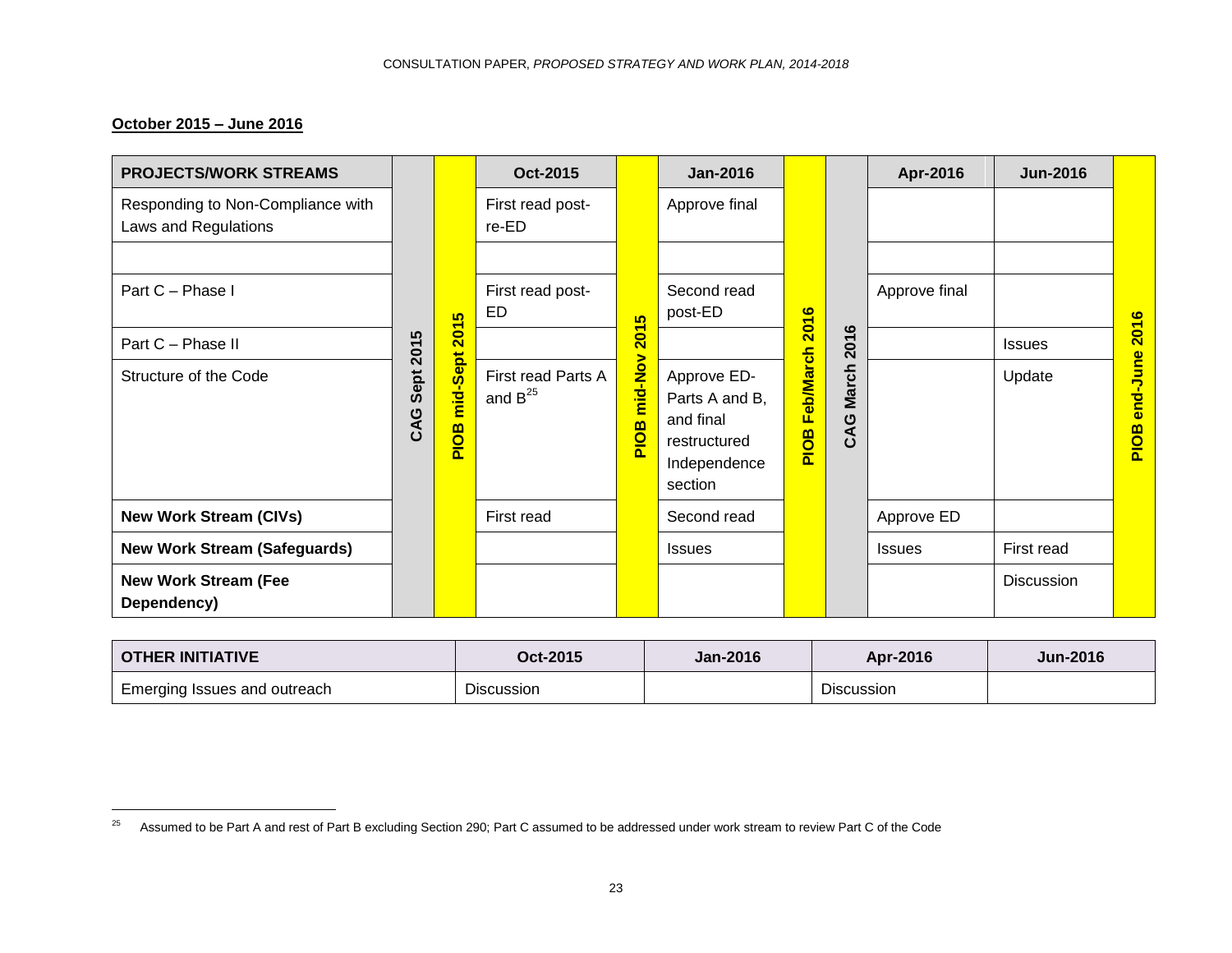**October 2015 – June 2016**

| PROJECTS/WORK STREAMS | CAG Sept 2015 | PIOB mid-Sept 2015 | Oct-2015 | PIOB mid-Nov 2015 | Jan-2016 | PIOB Feb/March 2016 | CAG March 2016 | Apr-2016 | Jun-2016 | PIOB end-June 2016 |
|---|---|---|---|---|---|---|---|---|---|---|
| Responding to Non-Compliance with Laws and Regulations | | | First read post-re-ED | | Approve final | | | | | |
| | | | | | | | | | | |
| Part C – Phase I | | | First read post-ED | | Second read post-ED | | | Approve final | | |
| Part C – Phase II | | | | | | | | | Issues | |
| Structure of the Code | | | First read Parts A and B[25] | | Approve ED- Parts A and B, and final restructured Independence section | | | | Update | |
| **New Work Stream (CIVs)** | | | First read | | Second read | | | Approve ED | | |
| **New Work Stream (Safeguards)** | | | | | Issues | | | Issues | First read | |
| **New Work Stream (Fee Dependency)** | | | | | | | | | Discussion | |

| OTHER INITIATIVE | Oct-2015 | Jan-2016 | Apr-2016 | Jun-2016 |
|---|---|---|---|---|
| Emerging Issues and outreach | Discussion | | Discussion | |

[25] Assumed to be Part A and rest of Part B excluding Section 290; Part C assumed to be addressed under work stream to review Part C of the Code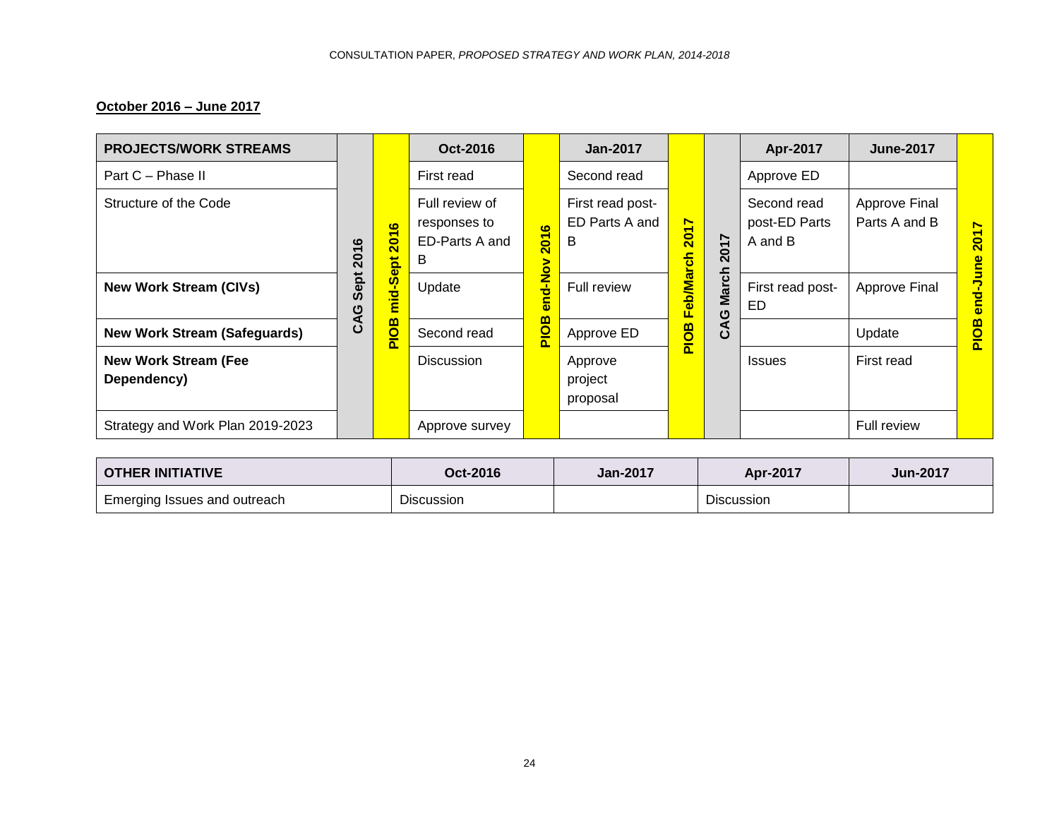**October 2016 – June 2017**

| PROJECTS/WORK STREAMS | CAG Sept 2016 | PIOB mid-Sept 2016 | Oct-2016 | PIOB end-Nov 2016 | Jan-2017 | PIOB Feb/March 2017 | CAG March 2017 | Apr-2017 | June-2017 | PIOB end-June 2017 |
|---|---|---|---|---|---|---|---|---|---|---|
| Part C – Phase II | | | First read | | Second read | | | Approve ED | | |
| Structure of the Code | | | Full review of responses to ED-Parts A and B | | First read post-ED Parts A and B | | | Second read post-ED Parts A and B | Approve Final Parts A and B | |
| **New Work Stream (CIVs)** | | | Update | | Full review | | | First read post-ED | Approve Final | |
| **New Work Stream (Safeguards)** | | | Second read | | Approve ED | | | | Update | |
| **New Work Stream (Fee Dependency)** | | | Discussion | | Approve project proposal | | | Issues | First read | |
| Strategy and Work Plan 2019-2023 | | | Approve survey | | | | | | Full review | |

| OTHER INITIATIVE | Oct-2016 | Jan-2017 | Apr-2017 | Jun-2017 |
|---|---|---|---|---|
| Emerging Issues and outreach | Discussion | | Discussion | |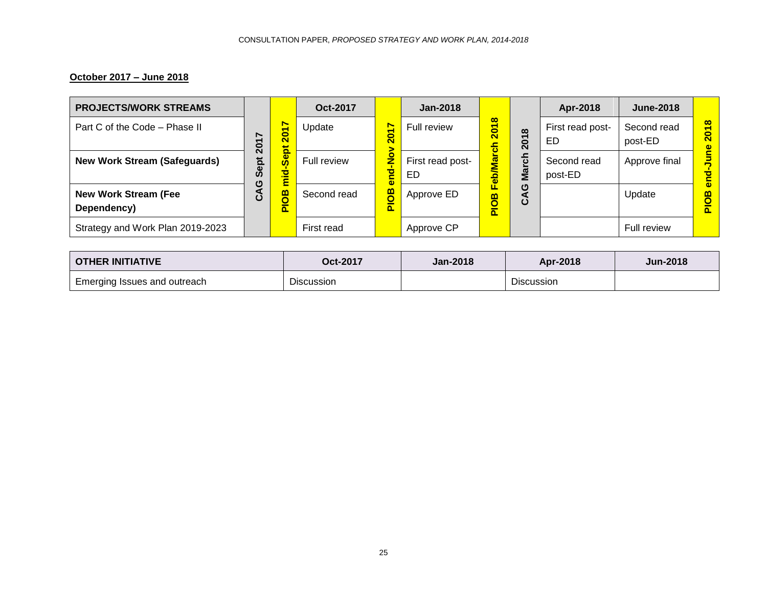**October 2017 – June 2018**

| PROJECTS/WORK STREAMS | CAG Sept 2017 | PIOB mid-Sept 2017 | Oct-2017 | PIOB end-Nov 2017 | Jan-2018 | PIOB Feb/March 2018 | CAG March 2018 | Apr-2018 | June-2018 | PIOB end-June 2018 |
|---|---|---|---|---|---|---|---|---|---|---|
| Part C of the Code – Phase II | | | Update | | Full review | | | First read post-ED | Second read post-ED | |
| **New Work Stream (Safeguards)** | | | Full review | | First read post-ED | | | Second read post-ED | Approve final | |
| **New Work Stream (Fee Dependency)** | | | Second read | | Approve ED | | | | Update | |
| Strategy and Work Plan 2019-2023 | | | First read | | Approve CP | | | | Full review | |

| OTHER INITIATIVE | Oct-2017 | Jan-2018 | Apr-2018 | Jun-2018 |
|---|---|---|---|---|
| Emerging Issues and outreach | Discussion | | Discussion | |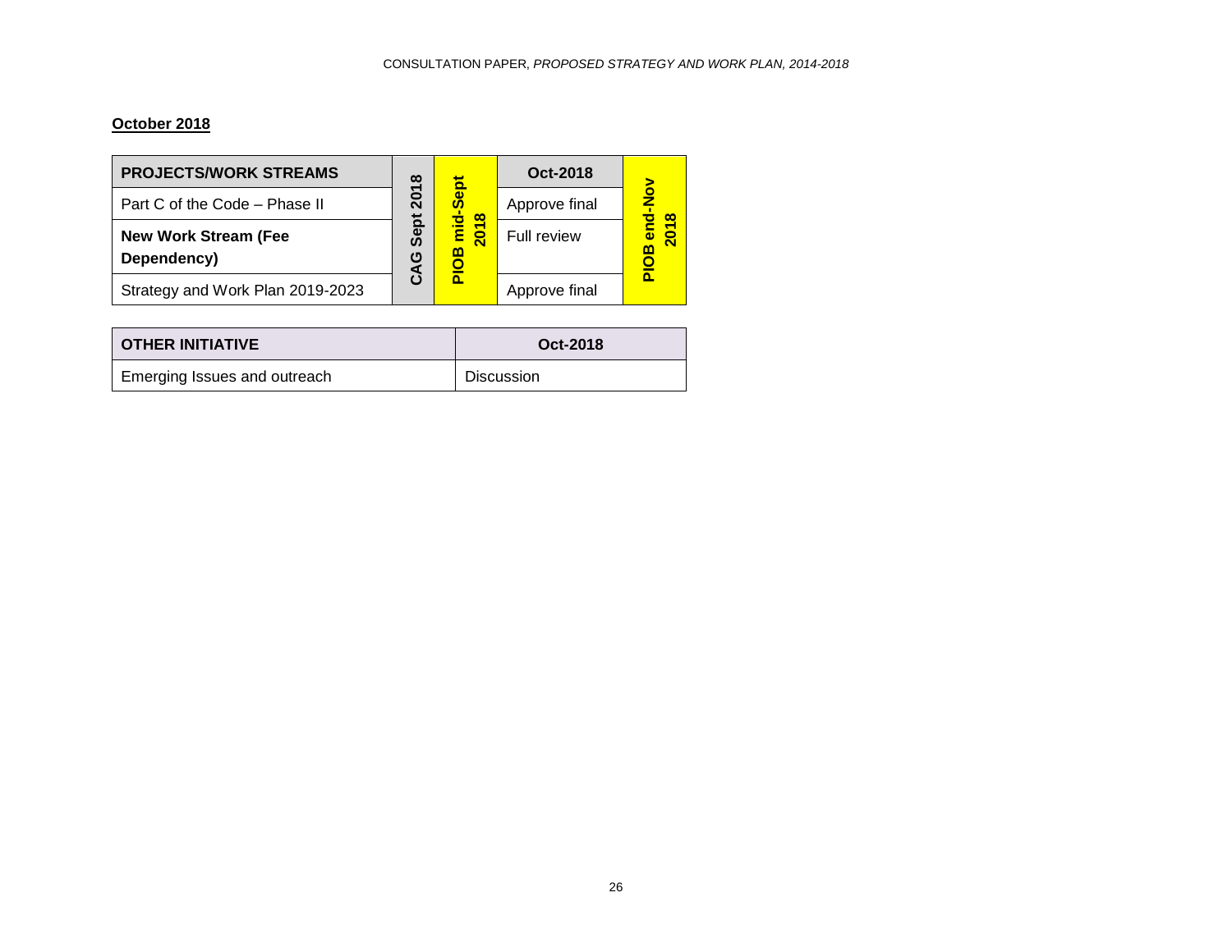**October 2018**

| PROJECTS/WORK STREAMS | CAG Sept 2018 | PIOB mid-Sept 2018 | Oct-2018 | PIOB end-Nov 2018 |
| --- | --- | --- | --- | --- |
| Part C of the Code – Phase II | | | Approve final | |
| **New Work Stream (Fee Dependency)** | | | Full review | |
| Strategy and Work Plan 2019-2023 | | | Approve final | |

| OTHER INITIATIVE | Oct-2018 |
| --- | --- |
| Emerging Issues and outreach | Discussion |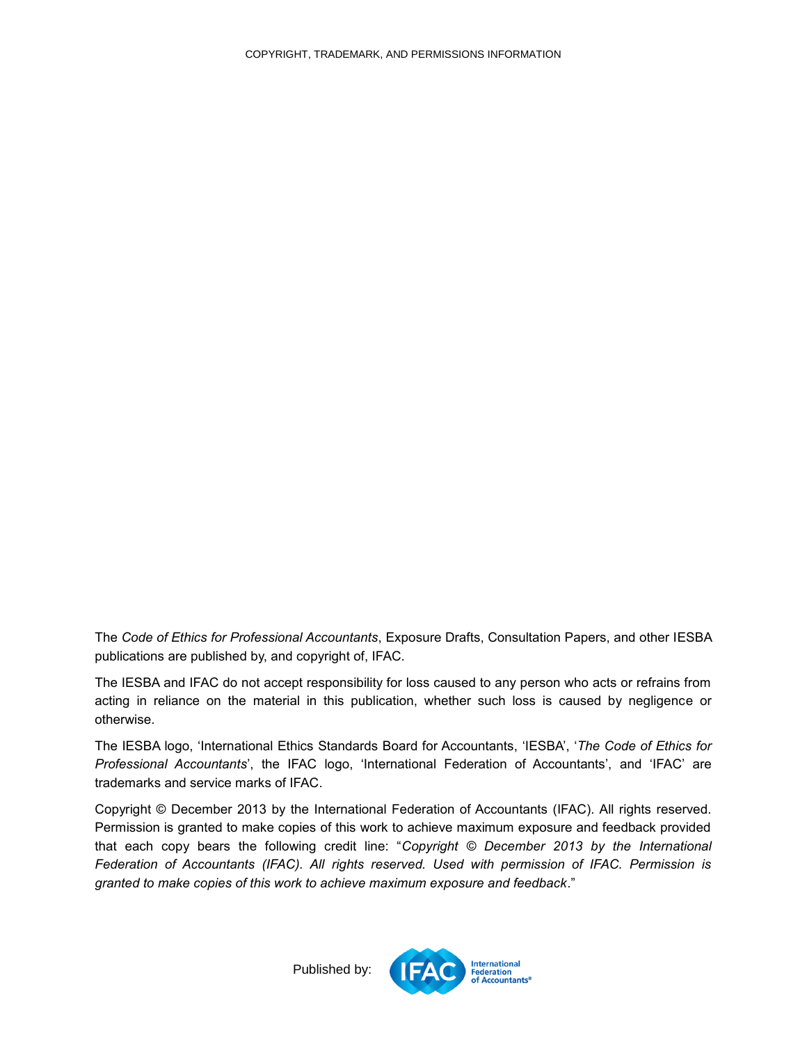The *Code of Ethics for Professional Accountants*, Exposure Drafts, Consultation Papers, and other IESBA publications are published by, and copyright of, IFAC.

The IESBA and IFAC do not accept responsibility for loss caused to any person who acts or refrains from acting in reliance on the material in this publication, whether such loss is caused by negligence or otherwise.

The IESBA logo, 'International Ethics Standards Board for Accountants, 'IESBA', '*The Code of Ethics for Professional Accountants*', the IFAC logo, 'International Federation of Accountants', and 'IFAC' are trademarks and service marks of IFAC.

Copyright © December 2013 by the International Federation of Accountants (IFAC). All rights reserved. Permission is granted to make copies of this work to achieve maximum exposure and feedback provided that each copy bears the following credit line: "*Copyright © December 2013 by the International Federation of Accountants (IFAC). All rights reserved. Used with permission of IFAC. Permission is granted to make copies of this work to achieve maximum exposure and feedback*."

Published by: IFAC International Federation of Accountants®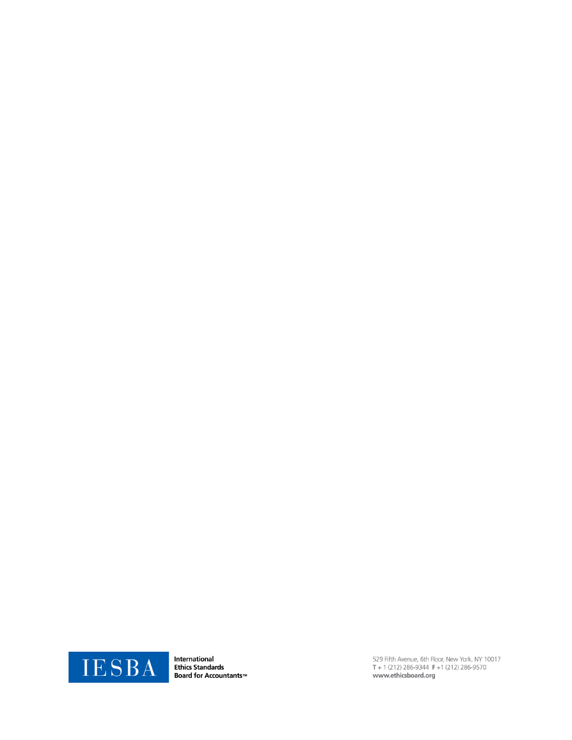IESBA

International
Ethics Standards
Board for Accountants™

529 Fifth Avenue, 6th Floor, New York, NY 10017
T + 1 (212) 286-9344 F +1 (212) 286-9570
www.ethicsboard.org